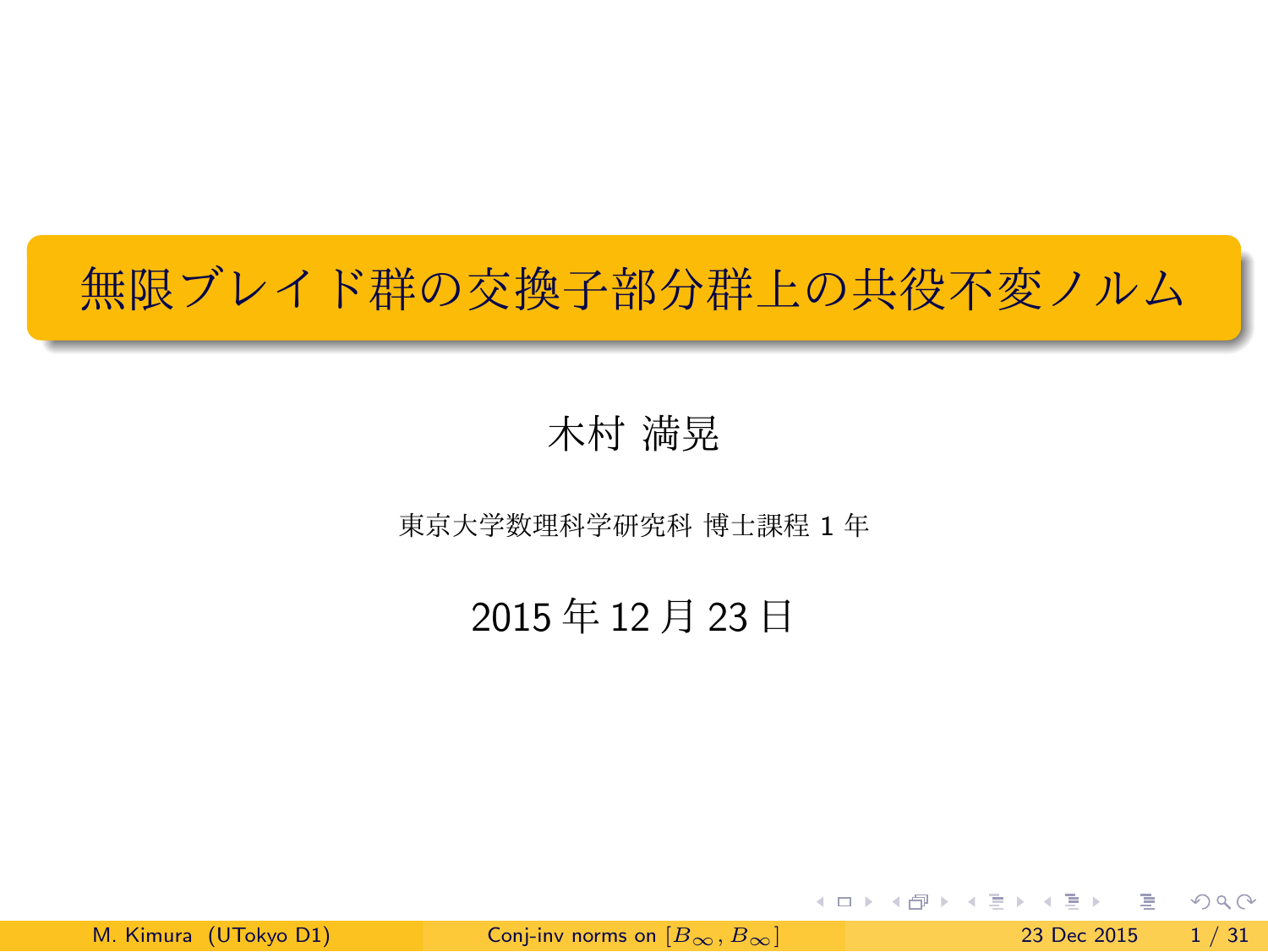# 無限ブレイド群の交換子部分群上の共役不変ノルム

木村 満晃

東京大学数理科学研究科 博士課程 1 年

2015 年 12 月 23 日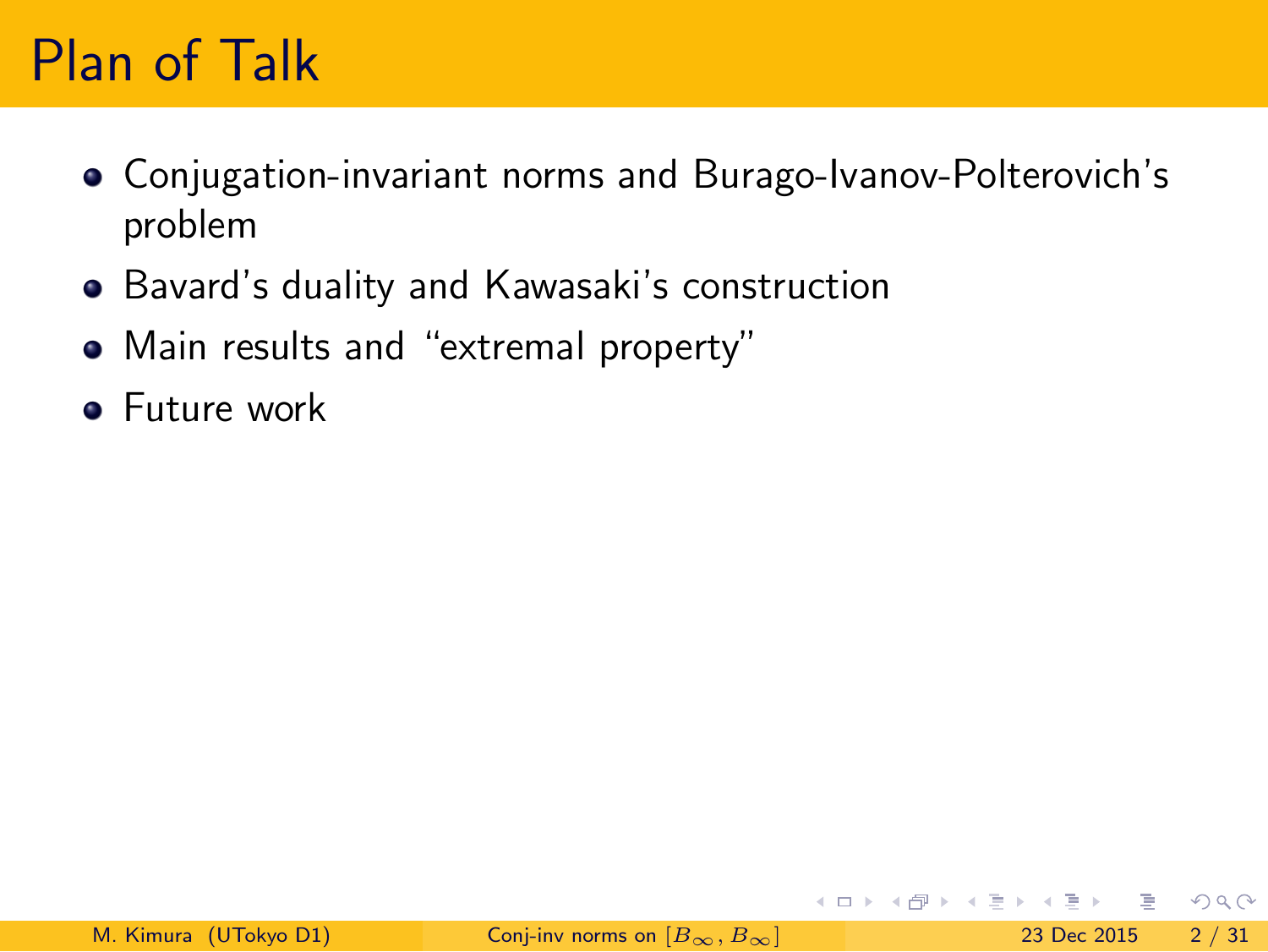# Plan of Talk

- Conjugation-invariant norms and Burago-Ivanov-Polterovich's problem
- Bavard's duality and Kawasaki's construction
- Main results and "extremal property"
- Future work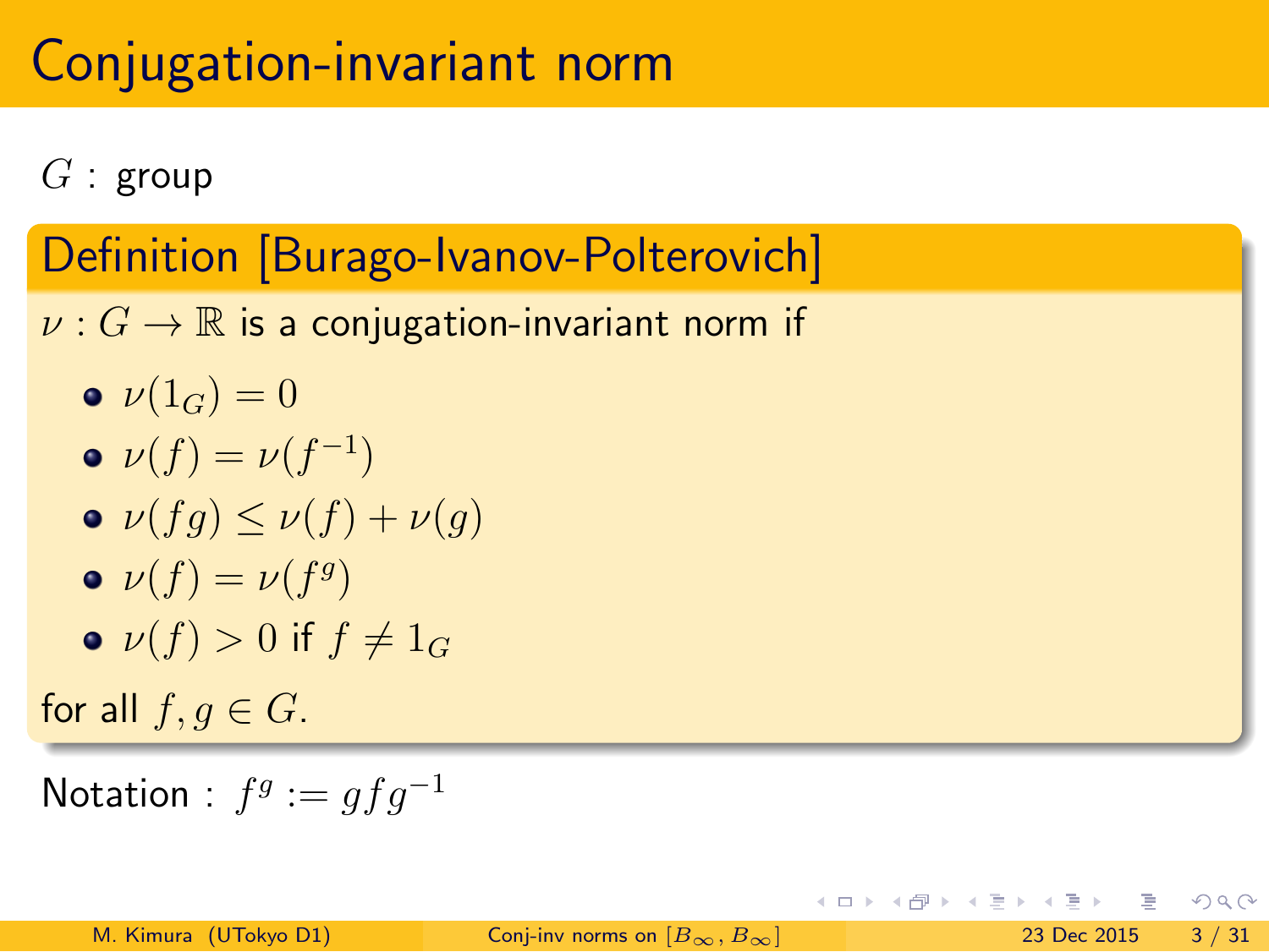# Conjugation-invariant norm

$G$ : group

## Definition [Burago-Ivanov-Polterovich]

$\nu : G \to \mathbb{R}$ is a conjugation-invariant norm if

- $\nu(1_G) = 0$
- $\nu(f) = \nu(f^{-1})$
- $\nu(fg) \leq \nu(f) + \nu(g)$
- $\nu(f) = \nu(f^g)$
- $\nu(f) > 0$ if $f \neq 1_G$

for all $f, g \in G$.

Notation : $f^g := gfg^{-1}$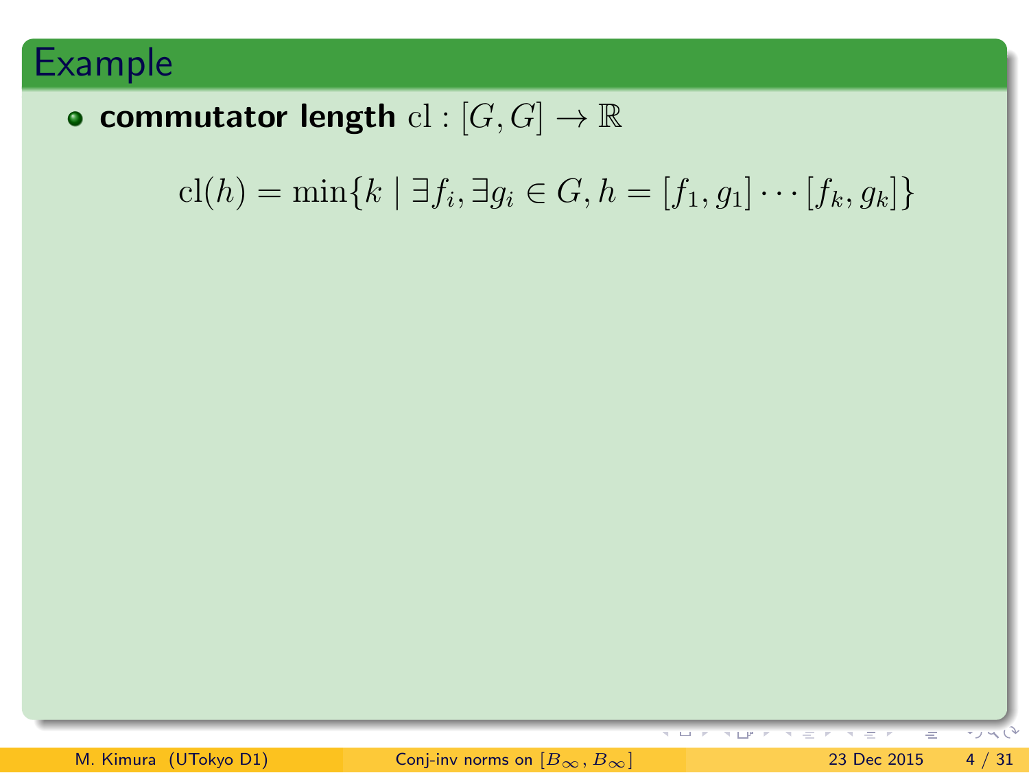## Example

- **commutator length** $\mathrm{cl} : [G, G] \to \mathbb{R}$

$$\mathrm{cl}(h) = \min\{k \mid \exists f_i, \exists g_i \in G, h = [f_1, g_1] \cdots [f_k, g_k]\}$$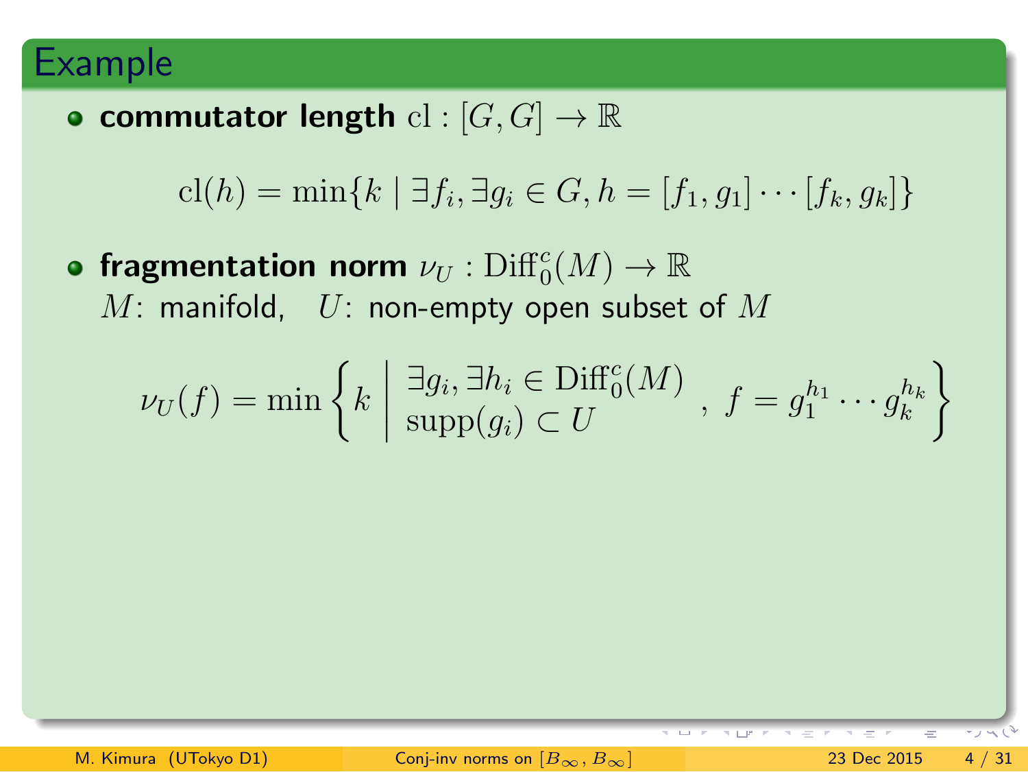## Example

- **commutator length** $\mathrm{cl} : [G, G] \to \mathbb{R}$

$$\mathrm{cl}(h) = \min\{k \mid \exists f_i, \exists g_i \in G, h = [f_1, g_1] \cdots [f_k, g_k]\}$$

- **fragmentation norm** $\nu_U : \mathrm{Diff}_0^c(M) \to \mathbb{R}$
  $M$: manifold, $U$: non-empty open subset of $M$

$$\nu_U(f) = \min\left\{ k \;\middle|\; \begin{array}{l} \exists g_i, \exists h_i \in \mathrm{Diff}_0^c(M) \\ \mathrm{supp}(g_i) \subset U \end{array} ,\ f = g_1^{h_1} \cdots g_k^{h_k} \right\}$$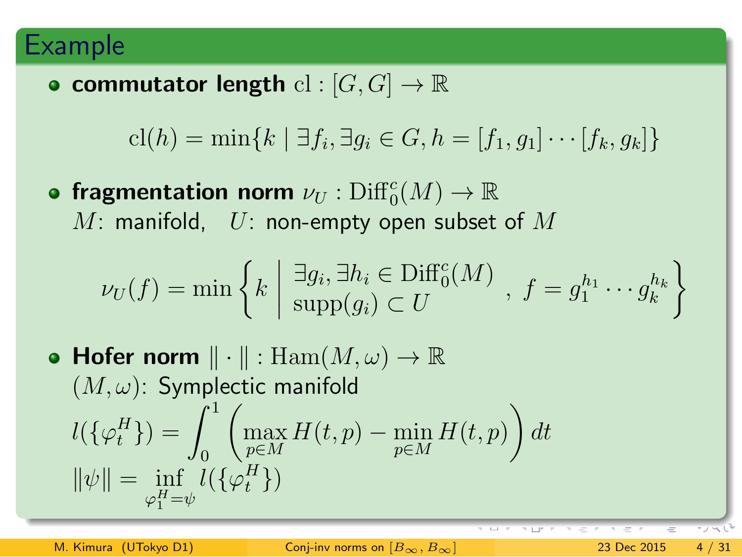## Example

- **commutator length** $\mathrm{cl} : [G, G] \to \mathbb{R}$

$$\mathrm{cl}(h) = \min\{k \mid \exists f_i, \exists g_i \in G, h = [f_1, g_1] \cdots [f_k, g_k]\}$$

- **fragmentation norm** $\nu_U : \mathrm{Diff}_0^c(M) \to \mathbb{R}$
  $M$: manifold, $U$: non-empty open subset of $M$

$$\nu_U(f) = \min \left\{ k \;\middle|\; \begin{array}{l} \exists g_i, \exists h_i \in \mathrm{Diff}_0^c(M) \\ \mathrm{supp}(g_i) \subset U \end{array}, \; f = g_1^{h_1} \cdots g_k^{h_k} \right\}$$

- **Hofer norm** $\| \cdot \| : \mathrm{Ham}(M, \omega) \to \mathbb{R}$
  $(M, \omega)$: Symplectic manifold

$$l(\{\varphi_t^H\}) = \int_0^1 \left( \max_{p \in M} H(t, p) - \min_{p \in M} H(t, p) \right) dt$$

$$\|\psi\| = \inf_{\varphi_1^H = \psi} l(\{\varphi_t^H\})$$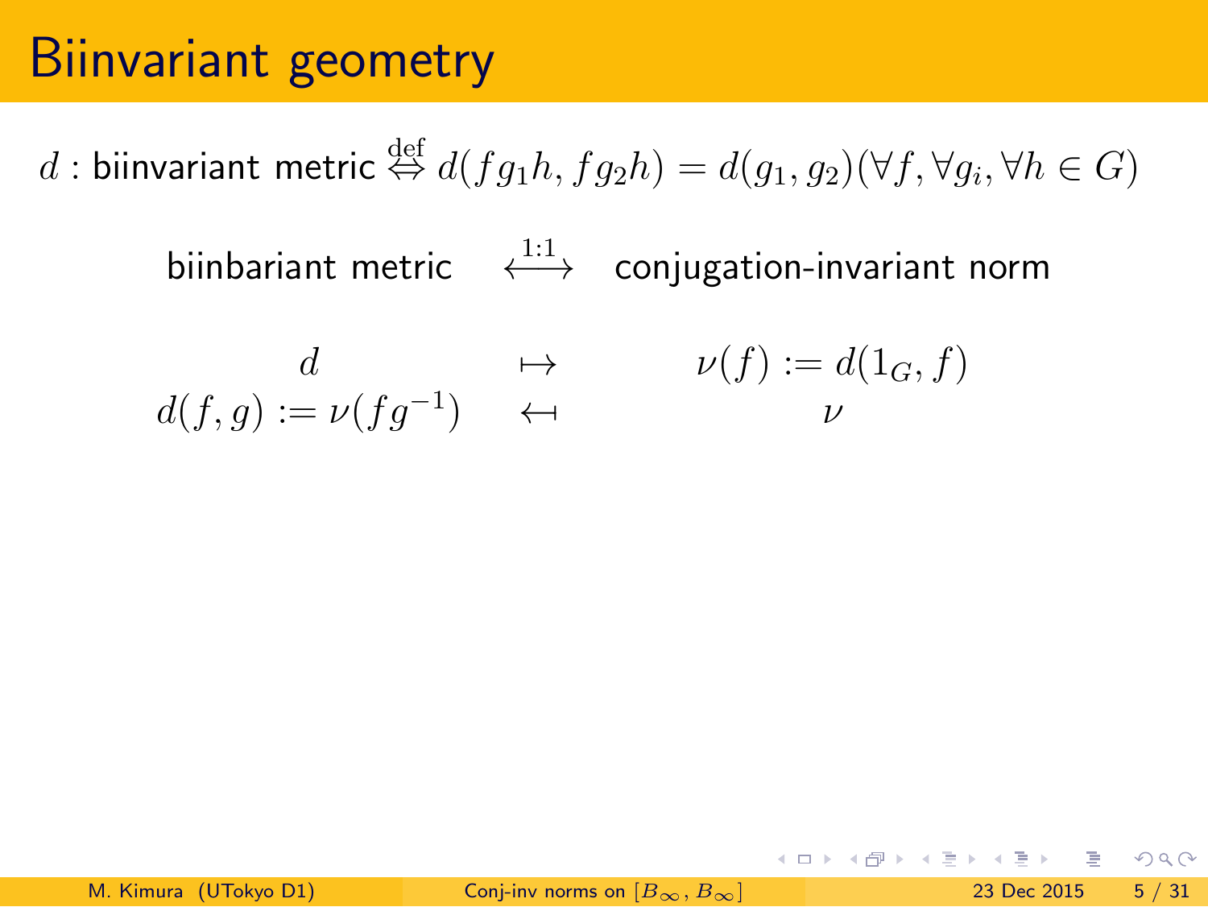# Biinvariant geometry

$d$ : biinvariant metric $\overset{\text{def}}{\Leftrightarrow} d(fg_1h, fg_2h) = d(g_1, g_2) (\forall f, \forall g_i, \forall h \in G)$

biinbariant metric $\overset{1:1}{\longleftrightarrow}$ conjugation-invariant norm

$$
\begin{array}{ccc}
d & \mapsto & \nu(f) := d(1_G, f) \\
d(f,g) := \nu(fg^{-1}) & \leftarrow\!\!\!\! \dashv & \nu
\end{array}
$$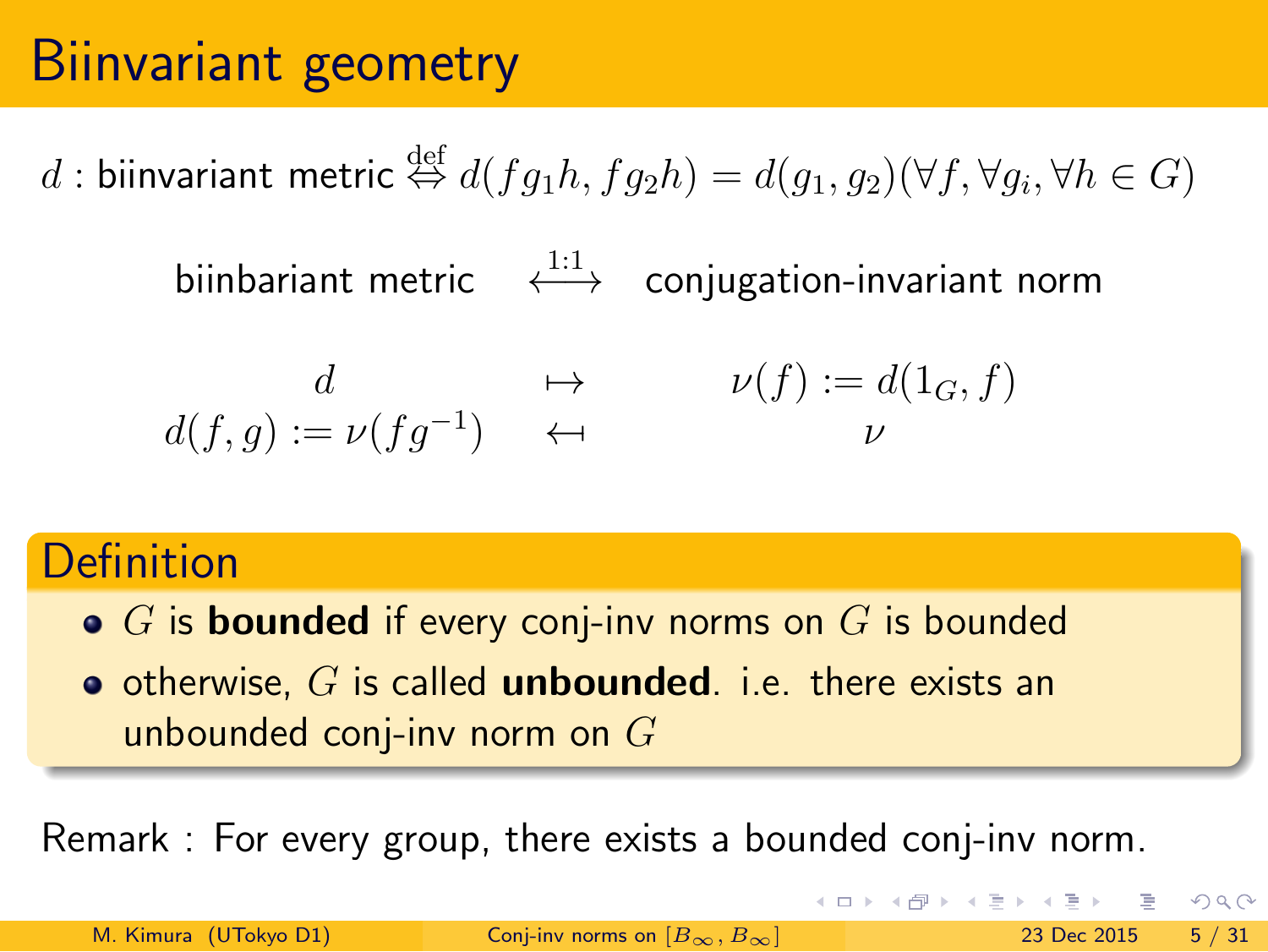# Biinvariant geometry

$d$ : biinvariant metric $\overset{\text{def}}{\Leftrightarrow} d(fg_1h, fg_2h) = d(g_1, g_2)(\forall f, \forall g_i, \forall h \in G)$

biinbariant metric $\overset{1:1}{\longleftrightarrow}$ conjugation-invariant norm

$$\begin{array}{ccc} d & \mapsto & \nu(f) := d(1_G, f) \\ d(f,g) := \nu(fg^{-1}) & \leftarrow\!\shortmid & \nu \end{array}$$

## Definition

- $G$ is **bounded** if every conj-inv norms on $G$ is bounded
- otherwise, $G$ is called **unbounded**. i.e. there exists an unbounded conj-inv norm on $G$

Remark : For every group, there exists a bounded conj-inv norm.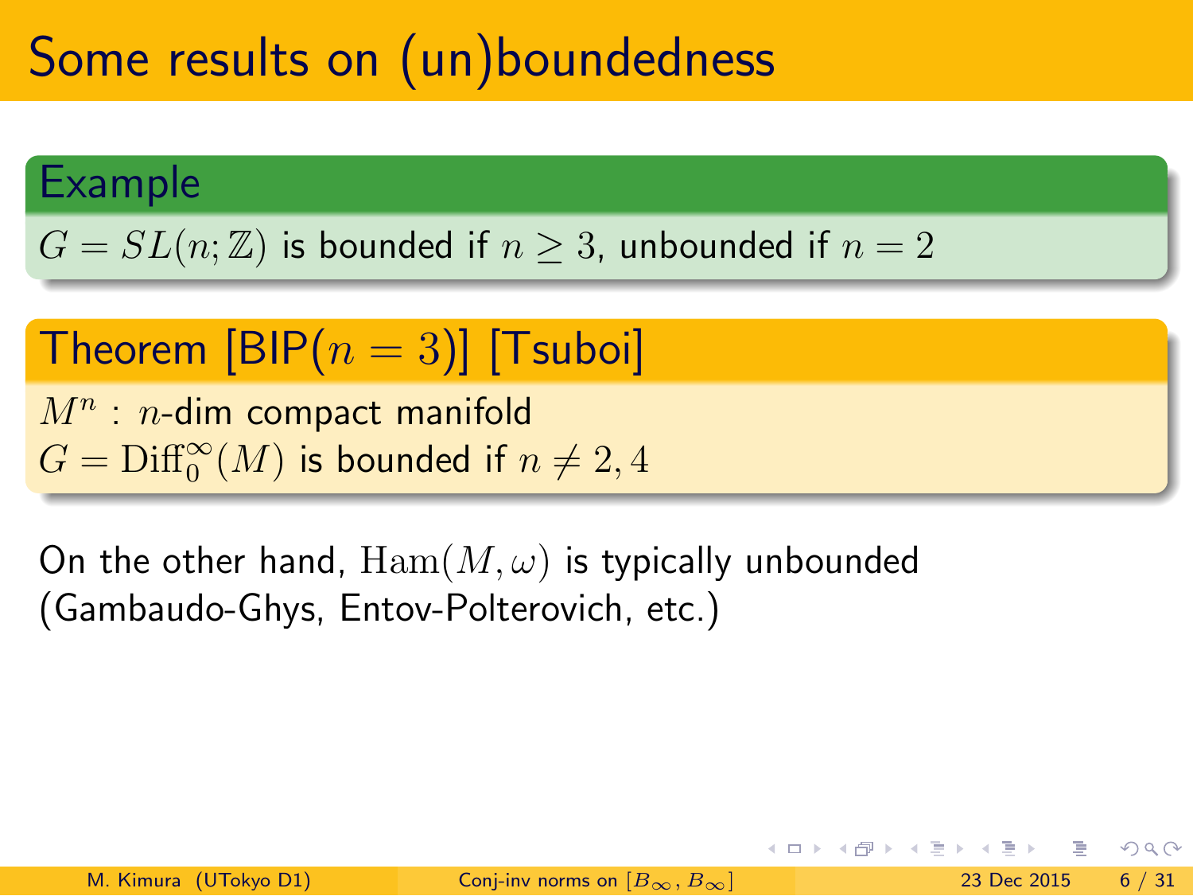# Some results on (un)boundedness

**Example**

$G = SL(n; \mathbb{Z})$ is bounded if $n \geq 3$, unbounded if $n = 2$

**Theorem [BIP($n = 3$)] [Tsuboi]**

$M^n$ : $n$-dim compact manifold
$G = \mathrm{Diff}_0^\infty(M)$ is bounded if $n \neq 2, 4$

On the other hand, $\mathrm{Ham}(M, \omega)$ is typically unbounded (Gambaudo-Ghys, Entov-Polterovich, etc.)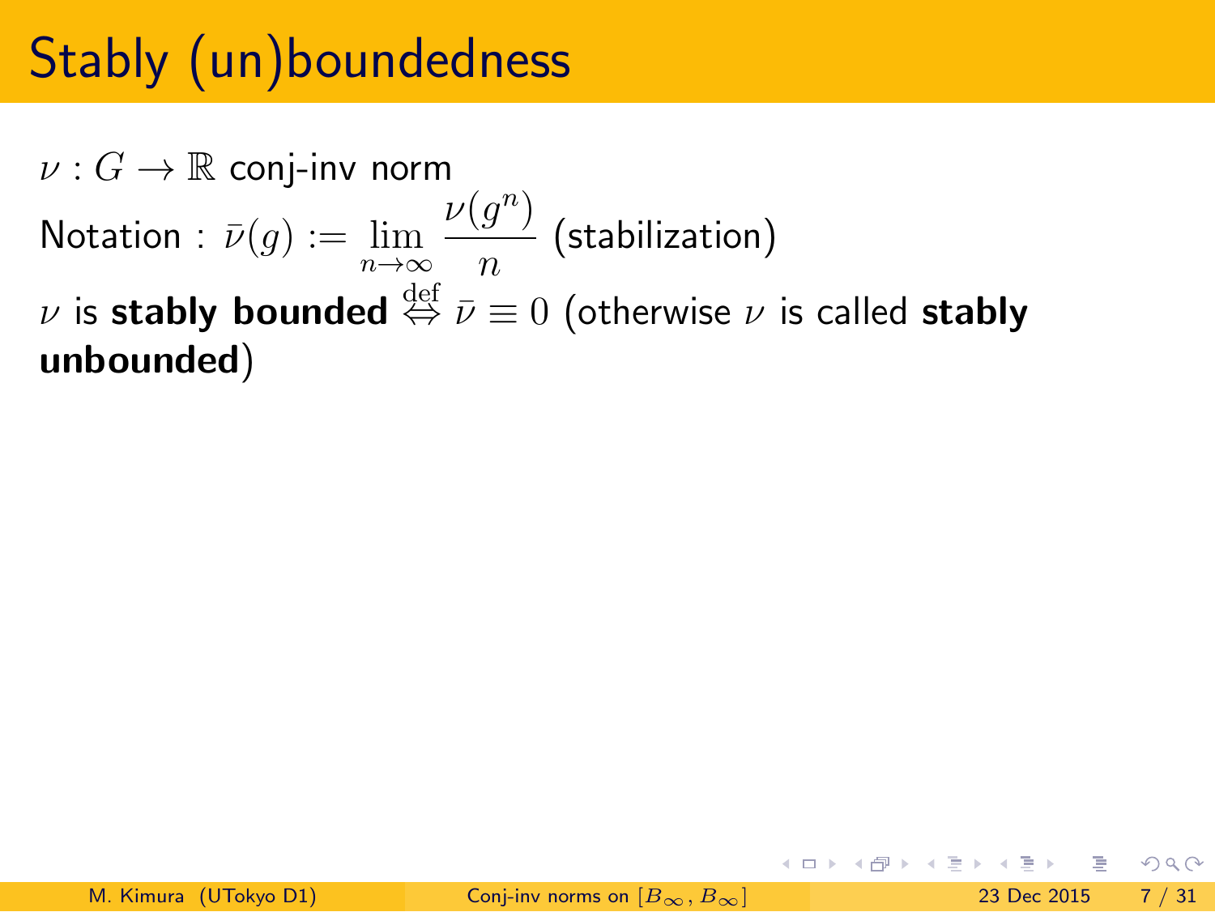# Stably (un)boundedness

$\nu : G \to \mathbb{R}$ conj-inv norm

Notation : $\bar{\nu}(g) := \lim_{n \to \infty} \frac{\nu(g^n)}{n}$ (stabilization)

$\nu$ is **stably bounded** $\overset{\text{def}}{\Leftrightarrow}$ $\bar{\nu} \equiv 0$ (otherwise $\nu$ is called **stably unbounded**)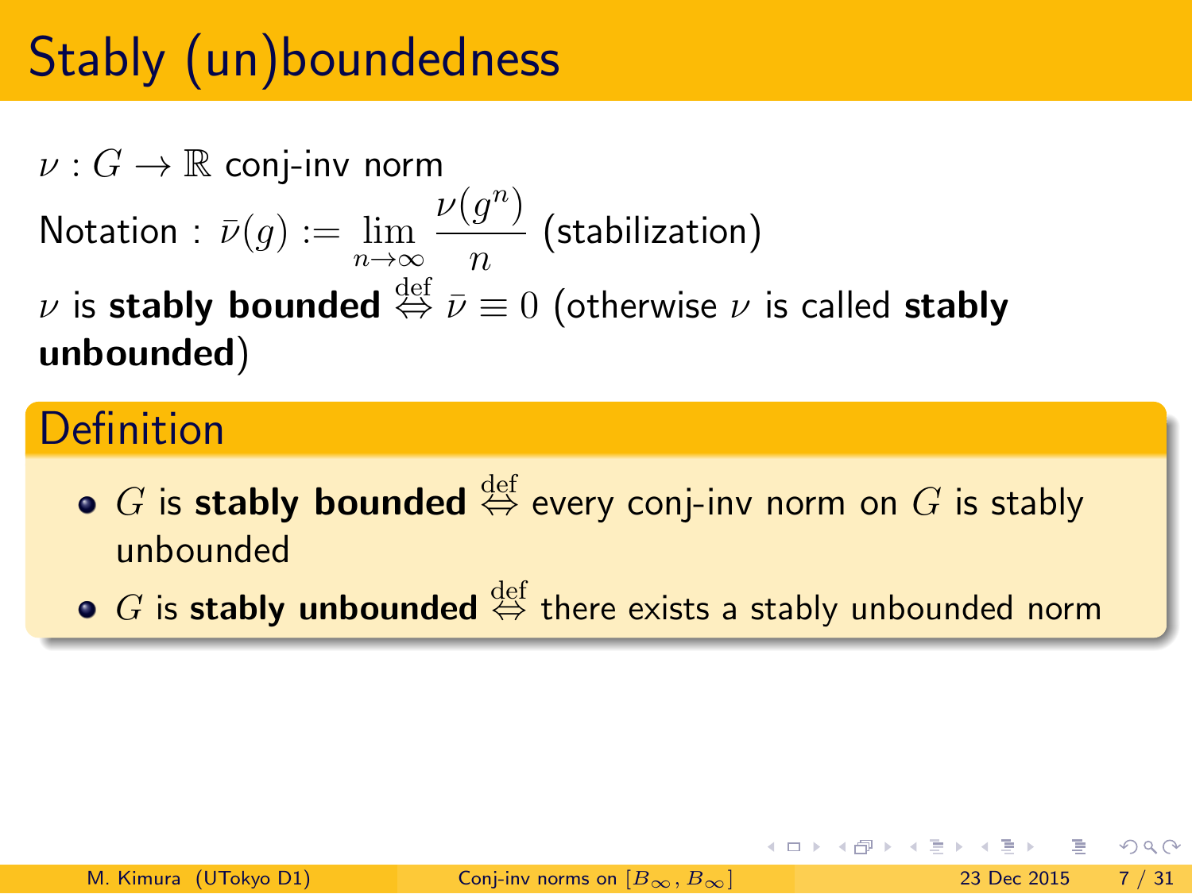# Stably (un)boundedness

$\nu : G \to \mathbb{R}$ conj-inv norm

Notation : $\bar{\nu}(g) := \lim_{n\to\infty} \frac{\nu(g^n)}{n}$ (stabilization)

$\nu$ is **stably bounded** $\overset{\text{def}}{\Leftrightarrow}$ $\bar{\nu} \equiv 0$ (otherwise $\nu$ is called **stably unbounded**)

## Definition

- $G$ is **stably bounded** $\overset{\text{def}}{\Leftrightarrow}$ every conj-inv norm on $G$ is stably unbounded
- $G$ is **stably unbounded** $\overset{\text{def}}{\Leftrightarrow}$ there exists a stably unbounded norm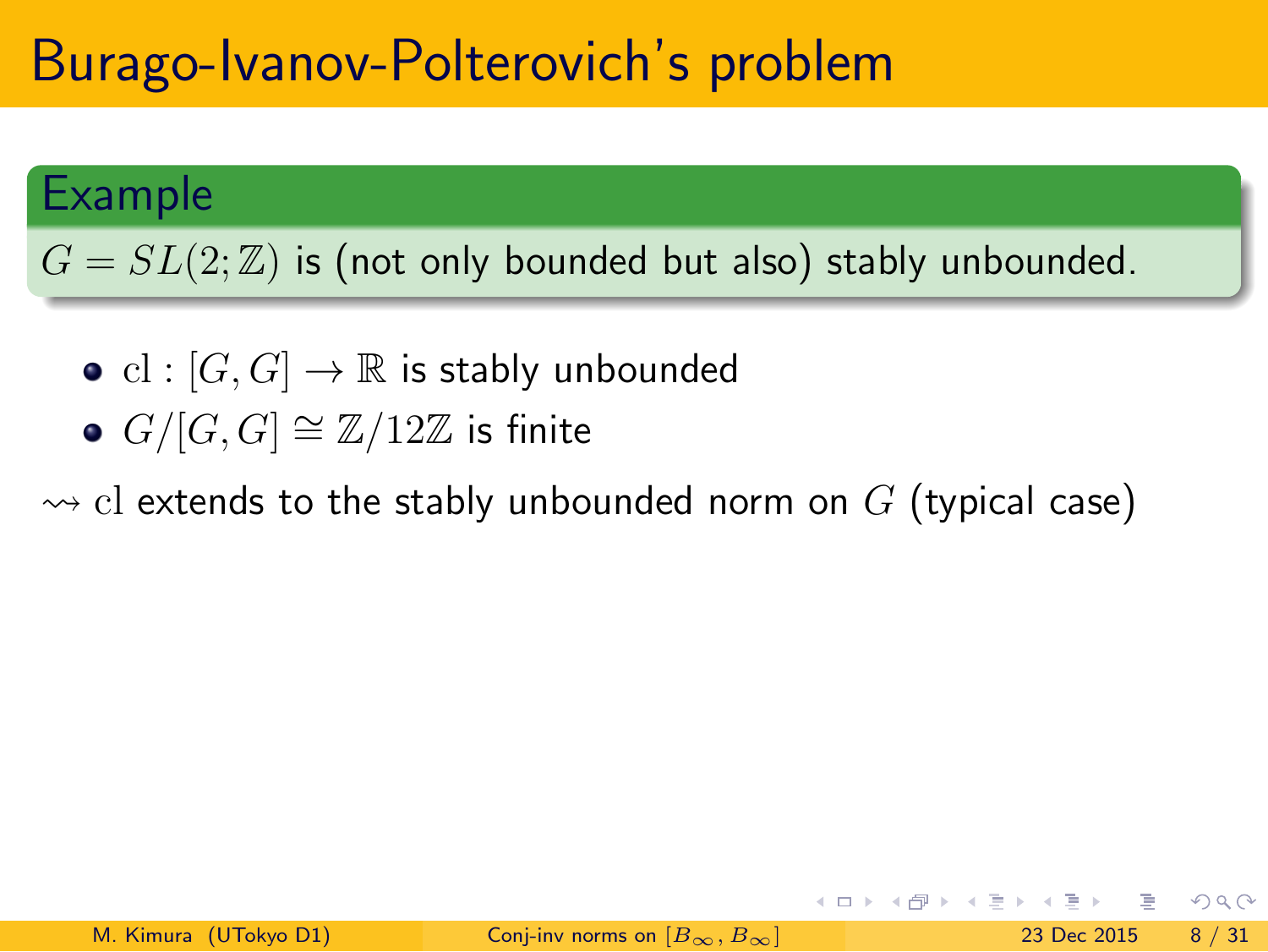# Burago-Ivanov-Polterovich's problem

**Example**

$G = SL(2;\mathbb{Z})$ is (not only bounded but also) stably unbounded.

- $\mathrm{cl} : [G,G] \to \mathbb{R}$ is stably unbounded
- $G/[G,G] \cong \mathbb{Z}/12\mathbb{Z}$ is finite

$\rightsquigarrow$ $\mathrm{cl}$ extends to the stably unbounded norm on $G$ (typical case)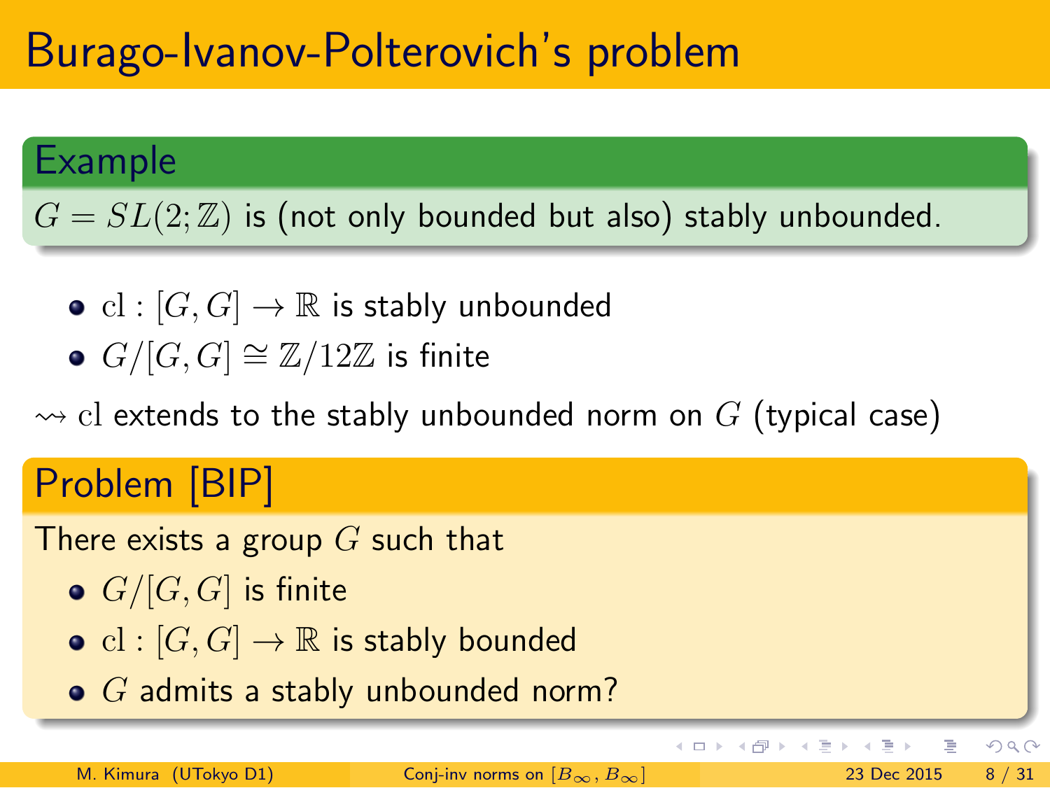# Burago-Ivanov-Polterovich's problem

**Example**

$G = SL(2;\mathbb{Z})$ is (not only bounded but also) stably unbounded.

- $\mathrm{cl} : [G,G] \to \mathbb{R}$ is stably unbounded
- $G/[G,G] \cong \mathbb{Z}/12\mathbb{Z}$ is finite

$\rightsquigarrow$ $\mathrm{cl}$ extends to the stably unbounded norm on $G$ (typical case)

**Problem [BIP]**

There exists a group $G$ such that

- $G/[G,G]$ is finite
- $\mathrm{cl} : [G,G] \to \mathbb{R}$ is stably bounded
- $G$ admits a stably unbounded norm?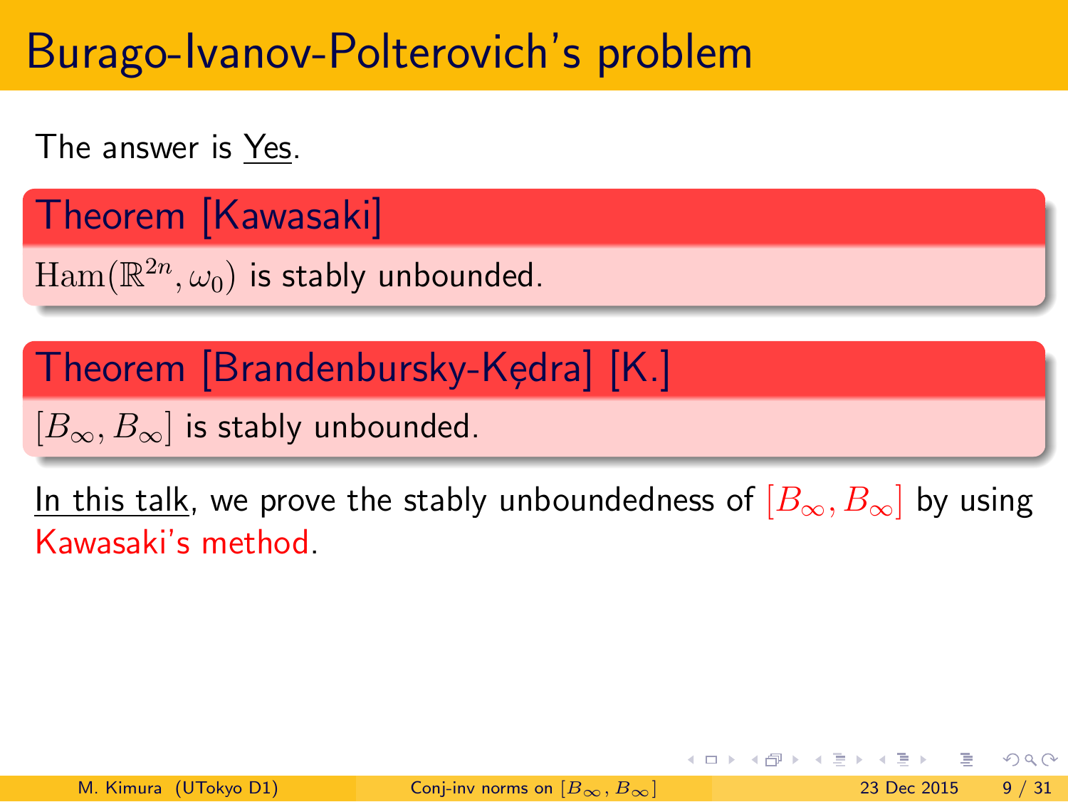# Burago-Ivanov-Polterovich's problem

The answer is Yes.

**Theorem [Kawasaki]**

$\mathrm{Ham}(\mathbb{R}^{2n}, \omega_0)$ is stably unbounded.

**Theorem [Brandenbursky-Kędra] [K.]**

$[B_\infty, B_\infty]$ is stably unbounded.

In this talk, we prove the stably unboundedness of $[B_\infty, B_\infty]$ by using Kawasaki's method.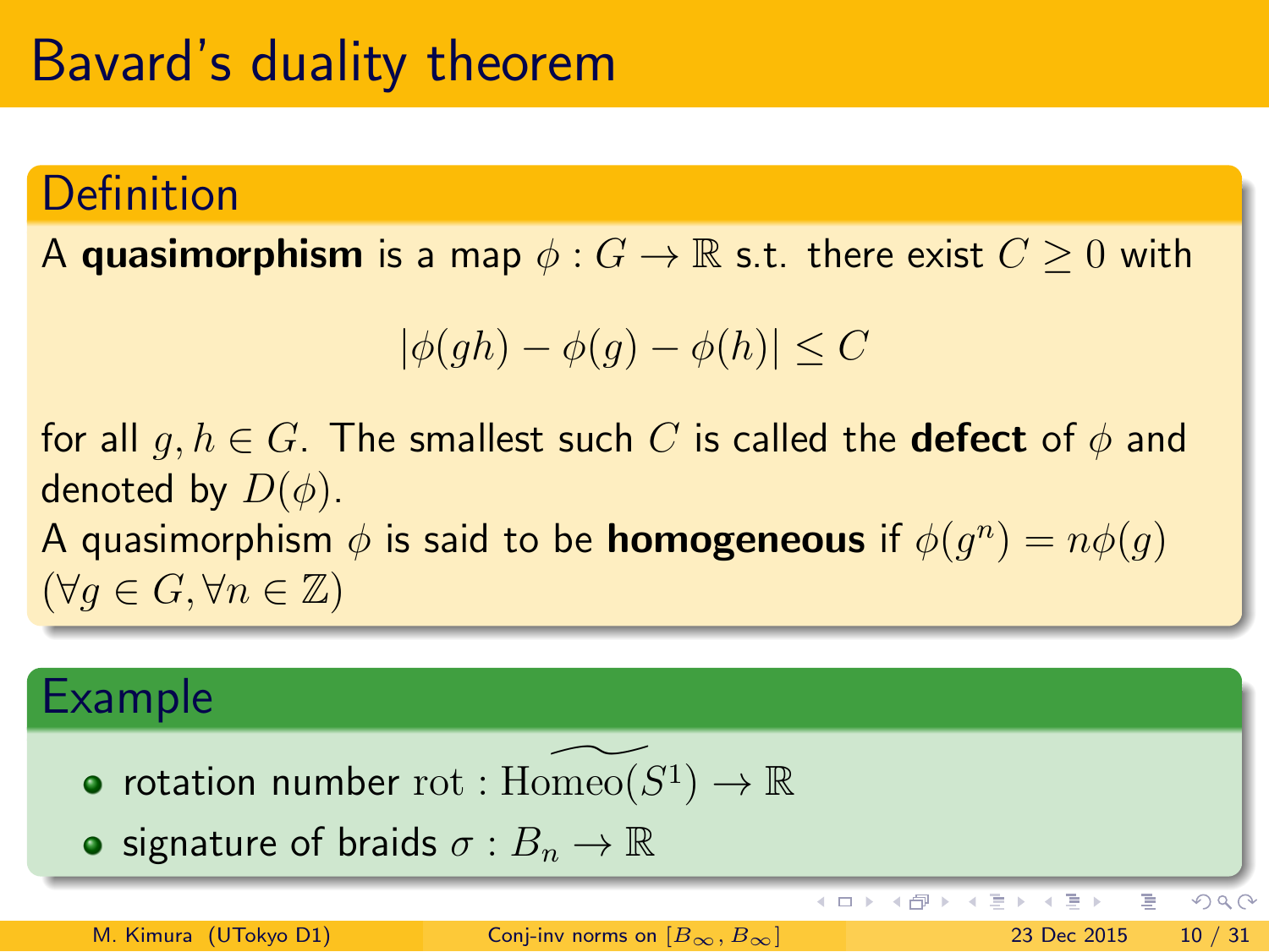# Bavard's duality theorem

## Definition

A **quasimorphism** is a map $\phi : G \to \mathbb{R}$ s.t. there exist $C \geq 0$ with

$$|\phi(gh) - \phi(g) - \phi(h)| \leq C$$

for all $g, h \in G$. The smallest such $C$ is called the **defect** of $\phi$ and denoted by $D(\phi)$.
A quasimorphism $\phi$ is said to be **homogeneous** if $\phi(g^n) = n\phi(g)$ $(\forall g \in G, \forall n \in \mathbb{Z})$

## Example

- rotation number $\mathrm{rot} : \widetilde{\mathrm{Homeo}(S^1)} \to \mathbb{R}$
- signature of braids $\sigma : B_n \to \mathbb{R}$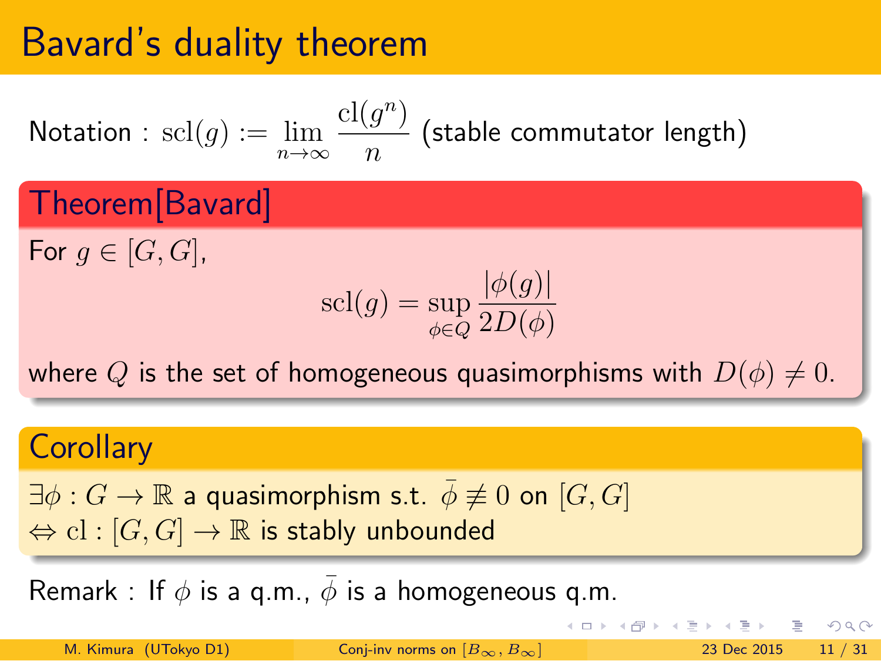# Bavard's duality theorem

Notation : $\mathrm{scl}(g) := \lim_{n\to\infty} \frac{\mathrm{cl}(g^n)}{n}$ (stable commutator length)

**Theorem[Bavard]**

For $g \in [G, G]$,

$$\mathrm{scl}(g) = \sup_{\phi \in Q} \frac{|\phi(g)|}{2D(\phi)}$$

where $Q$ is the set of homogeneous quasimorphisms with $D(\phi) \neq 0$.

**Corollary**

$\exists \phi : G \to \mathbb{R}$ a quasimorphism s.t. $\bar{\phi} \not\equiv 0$ on $[G, G]$
$\Leftrightarrow \mathrm{cl} : [G, G] \to \mathbb{R}$ is stably unbounded

Remark : If $\phi$ is a q.m., $\bar{\phi}$ is a homogeneous q.m.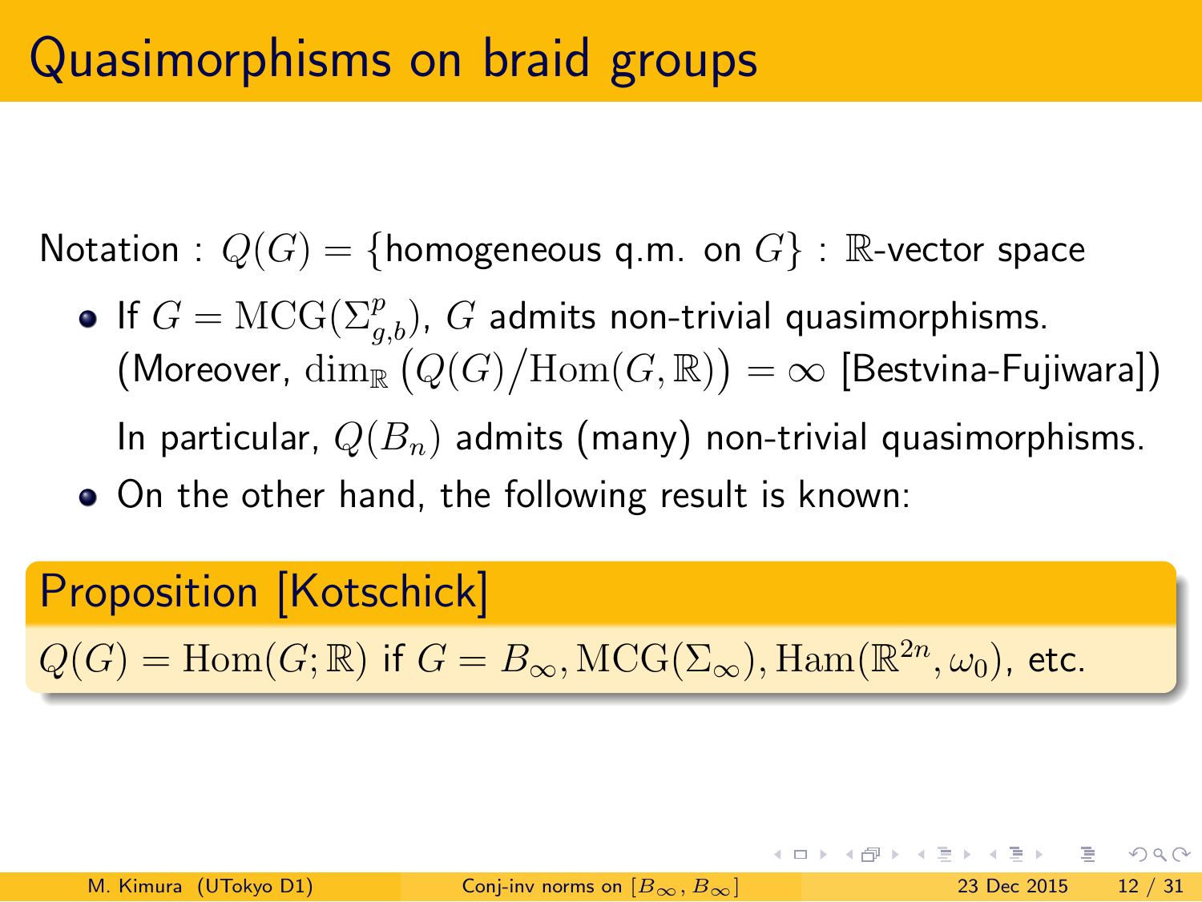# Quasimorphisms on braid groups

Notation : $Q(G) = \{\text{homogeneous q.m. on } G\}$ : $\mathbb{R}$-vector space

- If $G = \mathrm{MCG}(\Sigma_{g,b}^{p})$, $G$ admits non-trivial quasimorphisms. (Moreover, $\dim_{\mathbb{R}} \left( Q(G) / \mathrm{Hom}(G, \mathbb{R}) \right) = \infty$ [Bestvina-Fujiwara])

  In particular, $Q(B_n)$ admits (many) non-trivial quasimorphisms.
- On the other hand, the following result is known:

**Proposition [Kotschick]**

$Q(G) = \mathrm{Hom}(G; \mathbb{R})$ if $G = B_\infty, \mathrm{MCG}(\Sigma_\infty), \mathrm{Ham}(\mathbb{R}^{2n}, \omega_0)$, etc.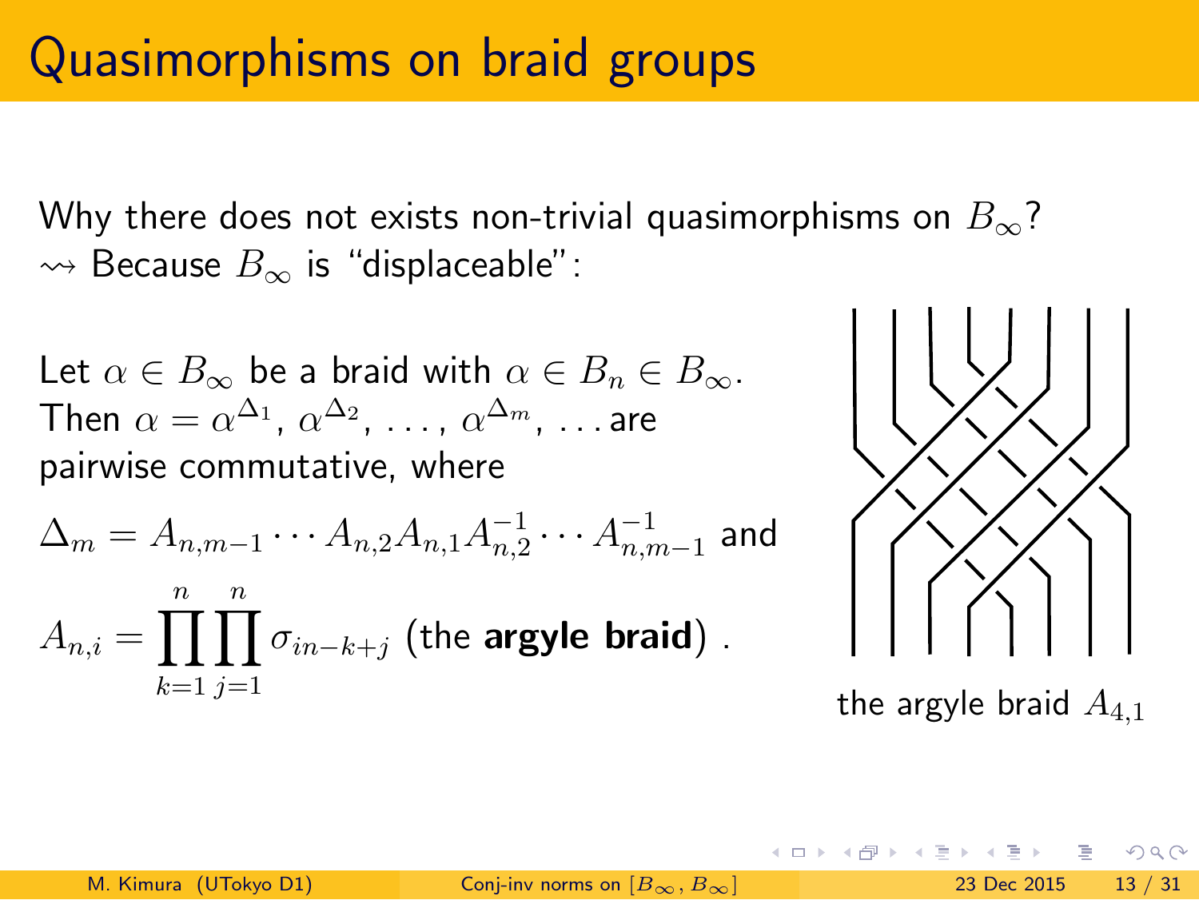# Quasimorphisms on braid groups

Why there does not exists non-trivial quasimorphisms on $B_\infty$?
$\rightsquigarrow$ Because $B_\infty$ is "displaceable":

Let $\alpha \in B_\infty$ be a braid with $\alpha \in B_n \in B_\infty$. Then $\alpha = \alpha^{\Delta_1}$, $\alpha^{\Delta_2}$, ..., $\alpha^{\Delta_m}$, ... are pairwise commutative, where

$$\Delta_m = A_{n,m-1} \cdots A_{n,2} A_{n,1} A_{n,2}^{-1} \cdots A_{n,m-1}^{-1} \text{ and}$$

$$A_{n,i} = \prod_{k=1}^{n} \prod_{j=1}^{n} \sigma_{in-k+j} \text{ (the **argyle braid**)} .$$

the argyle braid $A_{4,1}$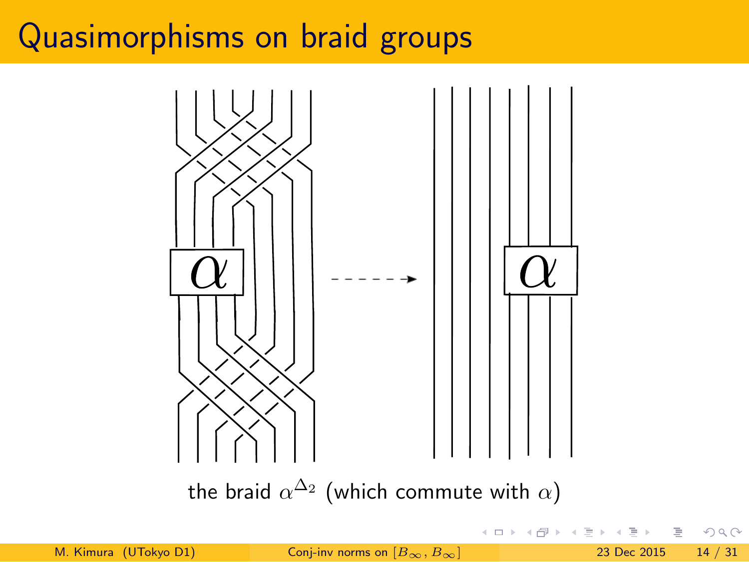# Quasimorphisms on braid groups

the braid $\alpha^{\Delta_2}$ (which commute with $\alpha$)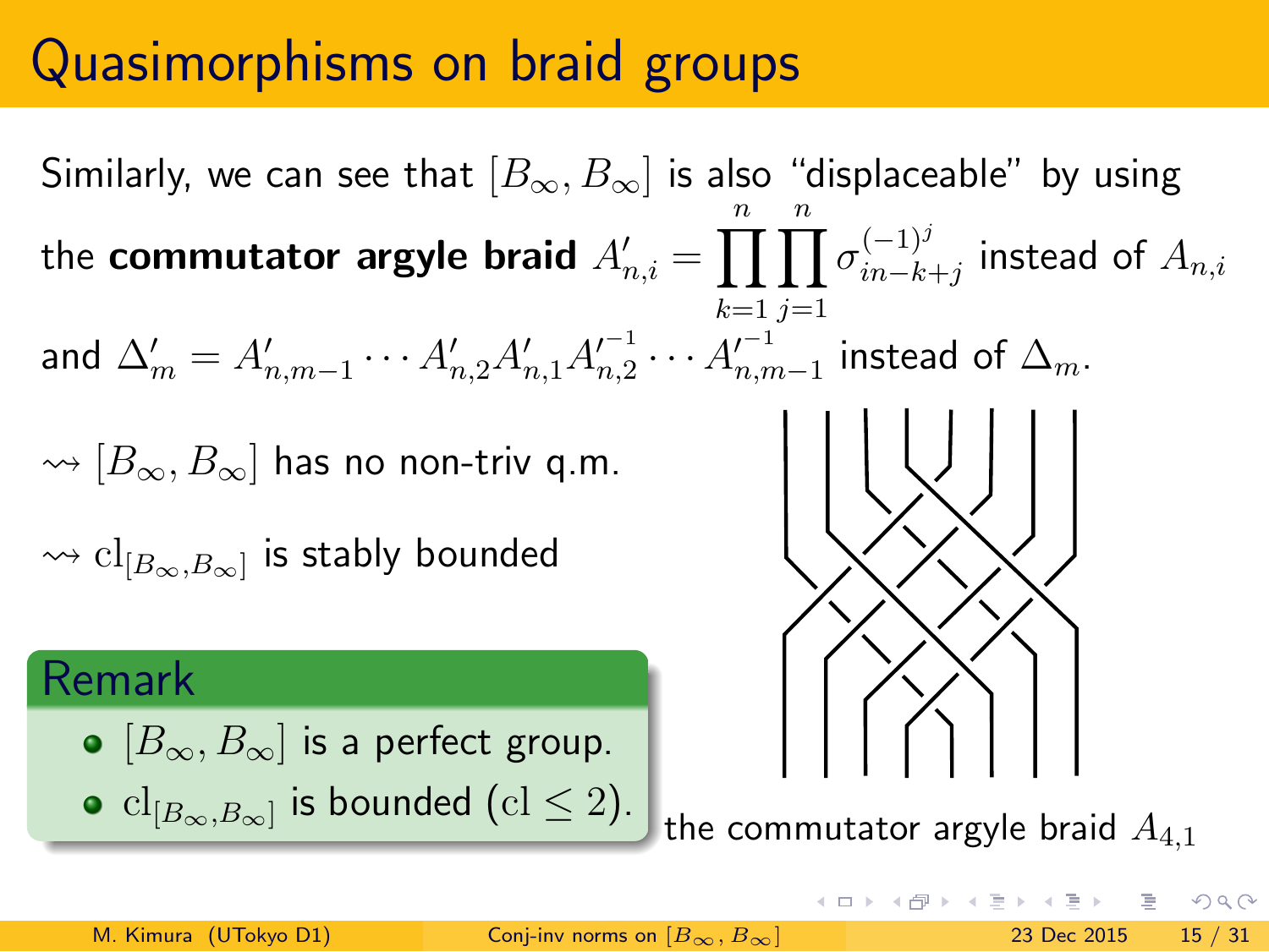# Quasimorphisms on braid groups

Similarly, we can see that $[B_\infty, B_\infty]$ is also "displaceable" by using the **commutator argyle braid** $A'_{n,i} = \prod_{k=1}^{n} \prod_{j=1}^{n} \sigma_{in-k+j}^{(-1)^j}$ instead of $A_{n,i}$ and $\Delta'_m = A'_{n,m-1} \cdots A'_{n,2} A'_{n,1} A'^{-1}_{n,2} \cdots A'^{-1}_{n,m-1}$ instead of $\Delta_m$.

$\rightsquigarrow [B_\infty, B_\infty]$ has no non-triv q.m.

$\rightsquigarrow \mathrm{cl}_{[B_\infty, B_\infty]}$ is stably bounded

**Remark**

- $[B_\infty, B_\infty]$ is a perfect group.
- $\mathrm{cl}_{[B_\infty, B_\infty]}$ is bounded ($\mathrm{cl} \leq 2$).

the commutator argyle braid $A_{4,1}$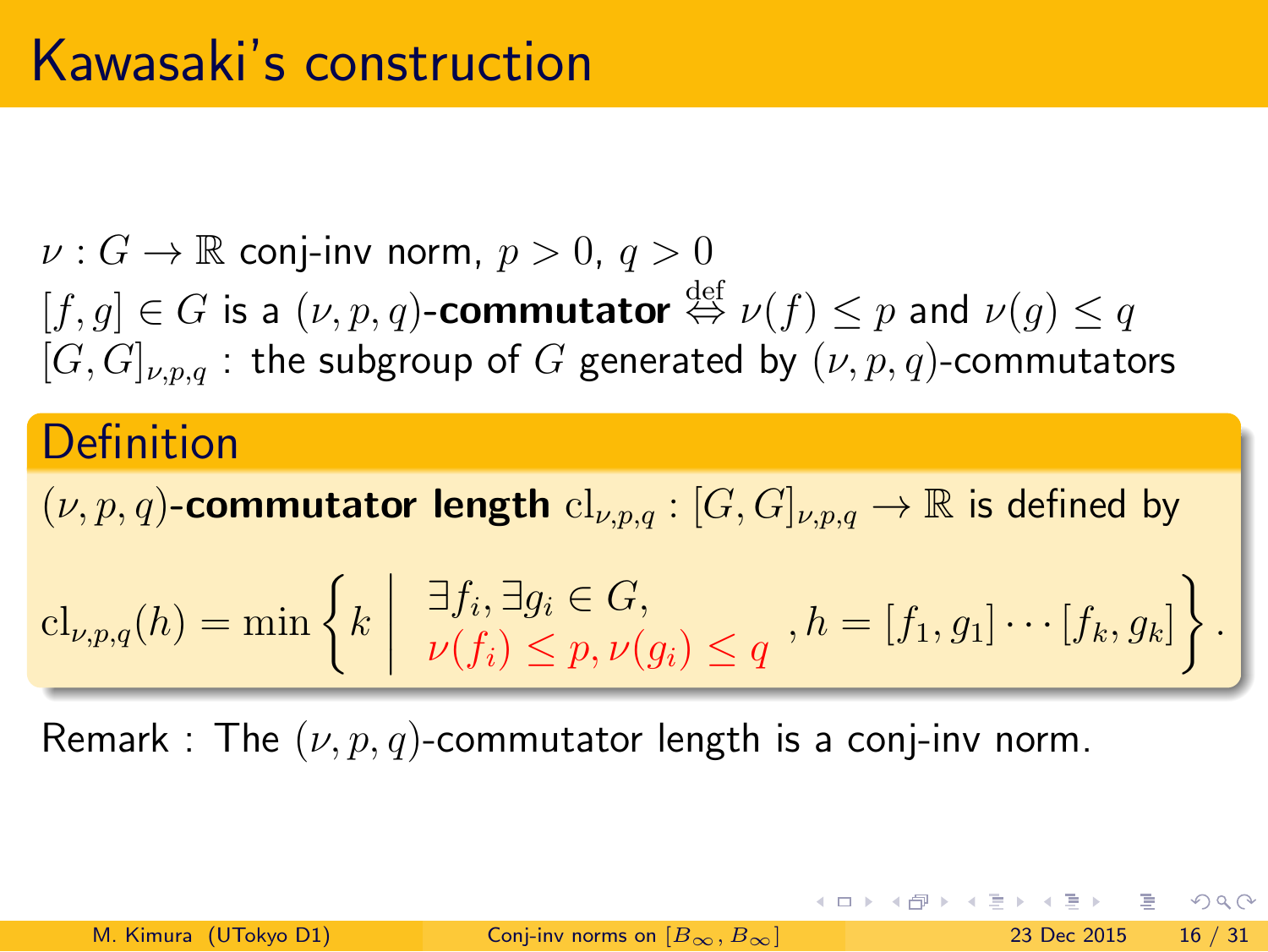# Kawasaki's construction

$\nu : G \to \mathbb{R}$ conj-inv norm, $p > 0$, $q > 0$

$[f, g] \in G$ is a $(\nu, p, q)$-**commutator** $\overset{\text{def}}{\Leftrightarrow}$ $\nu(f) \leq p$ and $\nu(g) \leq q$

$[G, G]_{\nu,p,q}$ : the subgroup of $G$ generated by $(\nu, p, q)$-commutators

## Definition

$(\nu, p, q)$-**commutator length** $\mathrm{cl}_{\nu,p,q} : [G, G]_{\nu,p,q} \to \mathbb{R}$ is defined by

$$\mathrm{cl}_{\nu,p,q}(h) = \min \left\{ k \;\middle|\; \begin{array}{l} \exists f_i, \exists g_i \in G, \\ \nu(f_i) \leq p, \nu(g_i) \leq q \end{array}, h = [f_1, g_1] \cdots [f_k, g_k] \right\}.$$

Remark : The $(\nu, p, q)$-commutator length is a conj-inv norm.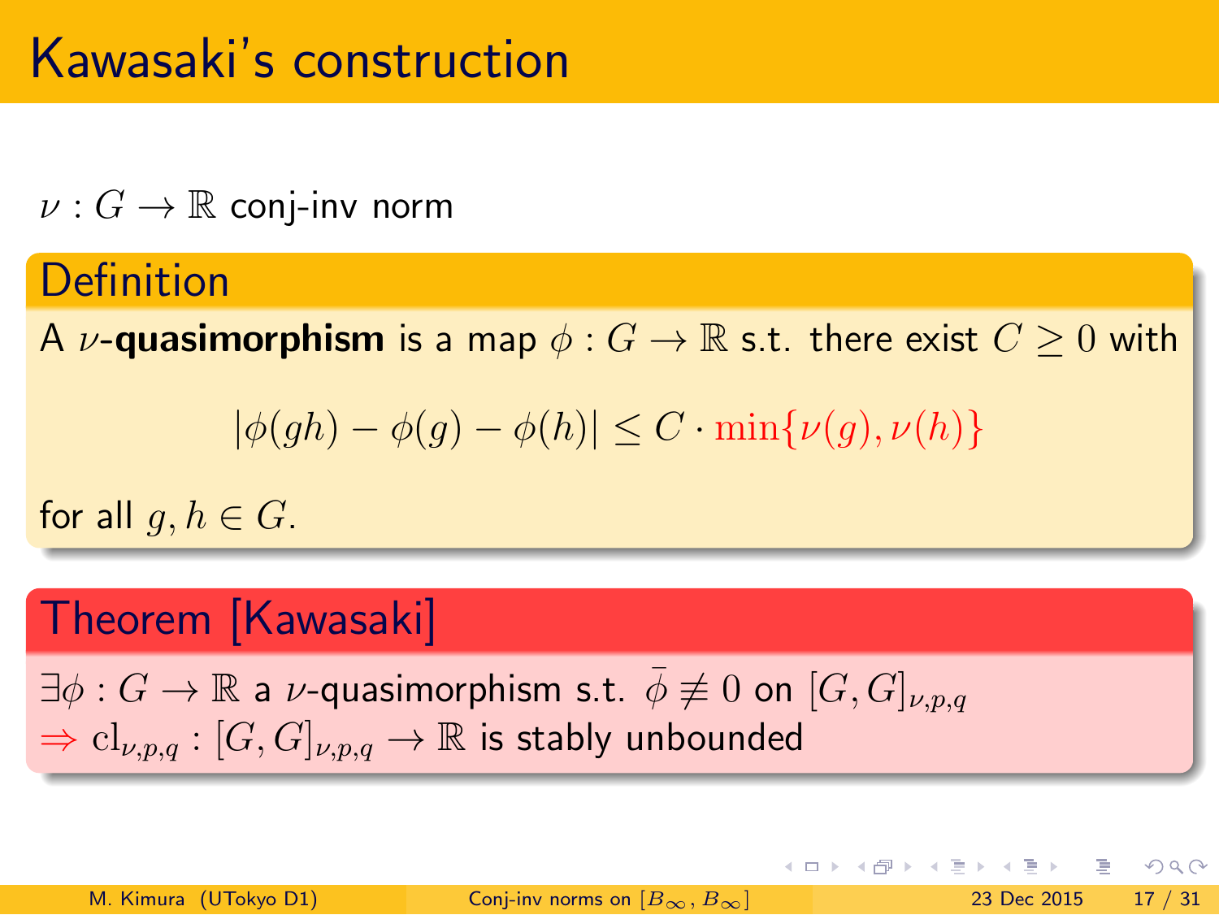# Kawasaki's construction

$\nu : G \to \mathbb{R}$ conj-inv norm

**Definition**

A $\nu$-**quasimorphism** is a map $\phi : G \to \mathbb{R}$ s.t. there exist $C \geq 0$ with

$$|\phi(gh) - \phi(g) - \phi(h)| \leq C \cdot \min\{\nu(g), \nu(h)\}$$

for all $g, h \in G$.

**Theorem [Kawasaki]**

$\exists \phi : G \to \mathbb{R}$ a $\nu$-quasimorphism s.t. $\bar{\phi} \not\equiv 0$ on $[G, G]_{\nu,p,q}$
$\Rightarrow \mathrm{cl}_{\nu,p,q} : [G, G]_{\nu,p,q} \to \mathbb{R}$ is stably unbounded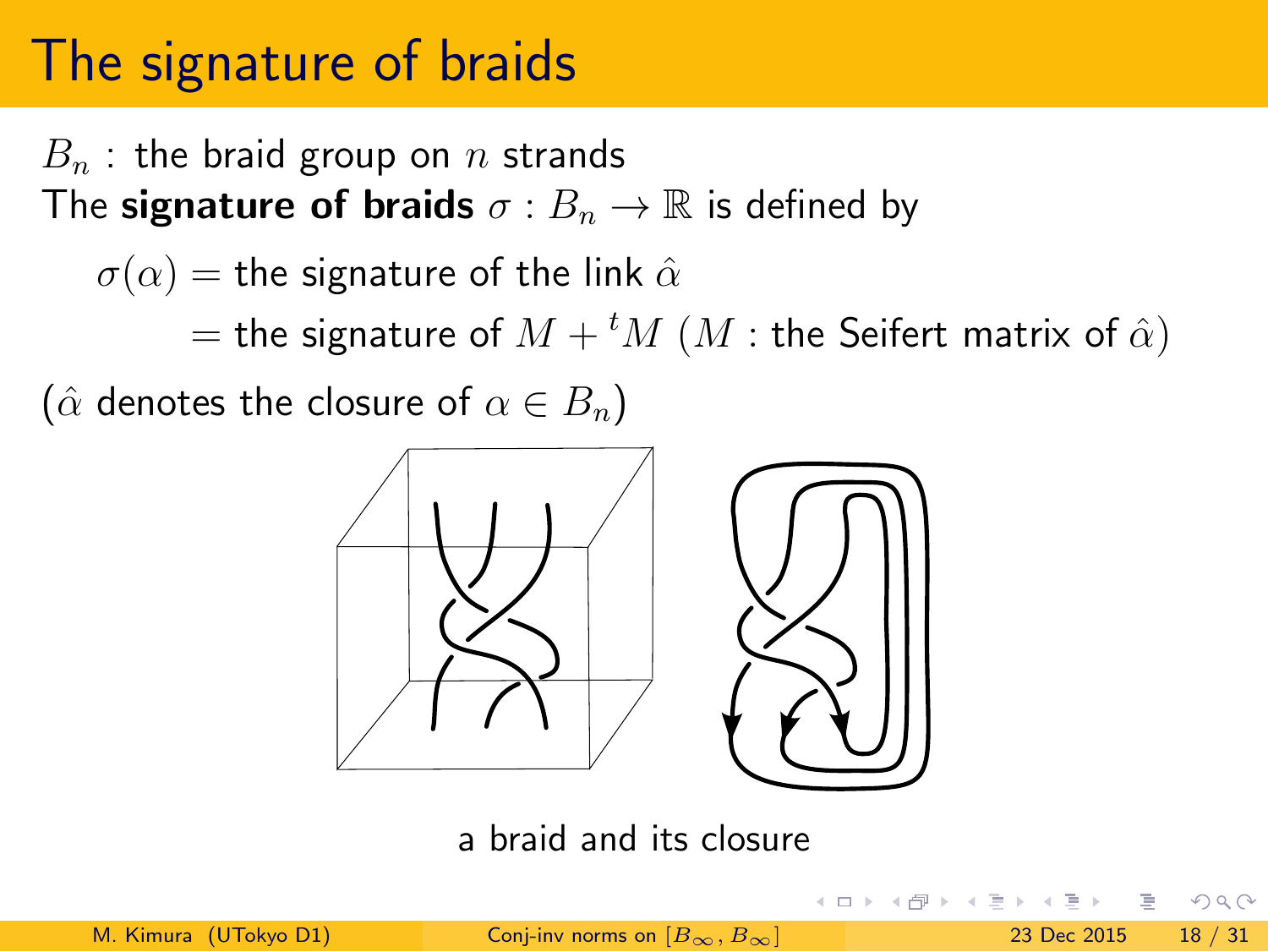# The signature of braids

$B_n$ : the braid group on $n$ strands

The **signature of braids** $\sigma : B_n \to \mathbb{R}$ is defined by

$$\sigma(\alpha) = \text{the signature of the link } \hat{\alpha}$$
$$= \text{the signature of } M + {}^tM \ (M : \text{the Seifert matrix of } \hat{\alpha})$$

($\hat{\alpha}$ denotes the closure of $\alpha \in B_n$)

a braid and its closure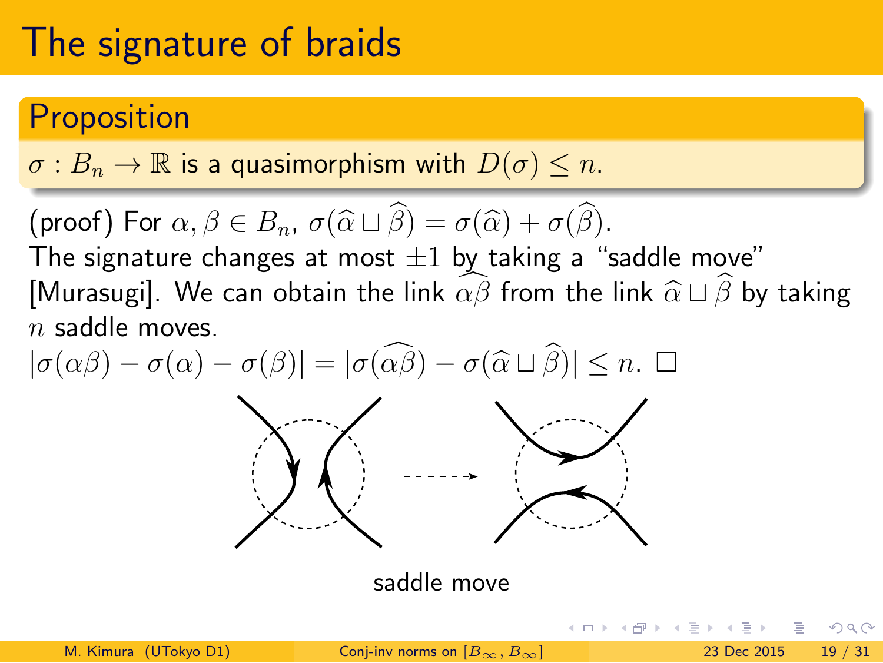# The signature of braids

## Proposition

$\sigma : B_n \to \mathbb{R}$ is a quasimorphism with $D(\sigma) \leq n$.

(proof) For $\alpha, \beta \in B_n$, $\sigma(\widehat{\alpha} \sqcup \widehat{\beta}) = \sigma(\widehat{\alpha}) + \sigma(\widehat{\beta})$.
The signature changes at most $\pm 1$ by taking a "saddle move" [Murasugi]. We can obtain the link $\widehat{\alpha\beta}$ from the link $\widehat{\alpha} \sqcup \widehat{\beta}$ by taking $n$ saddle moves.
$|\sigma(\alpha\beta) - \sigma(\alpha) - \sigma(\beta)| = |\sigma(\widehat{\alpha\beta}) - \sigma(\widehat{\alpha} \sqcup \widehat{\beta})| \leq n$. □

saddle move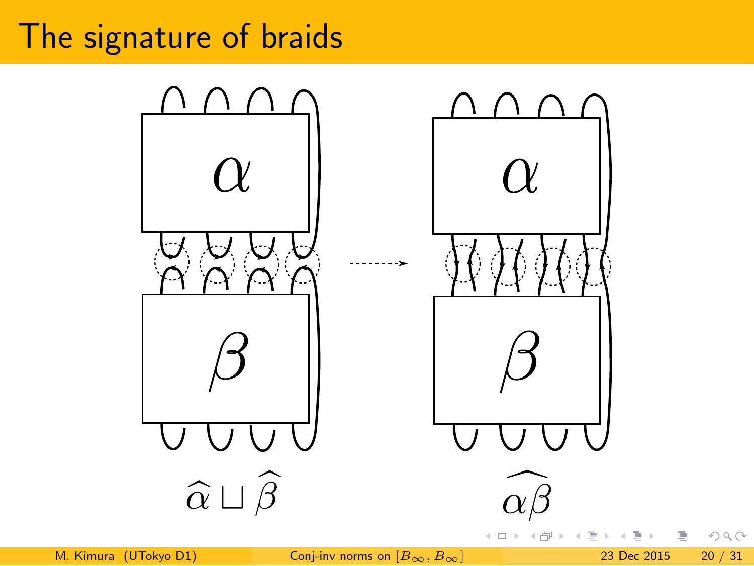# The signature of braids

$\widehat{\alpha} \sqcup \widehat{\beta}$

$\widehat{\alpha\beta}$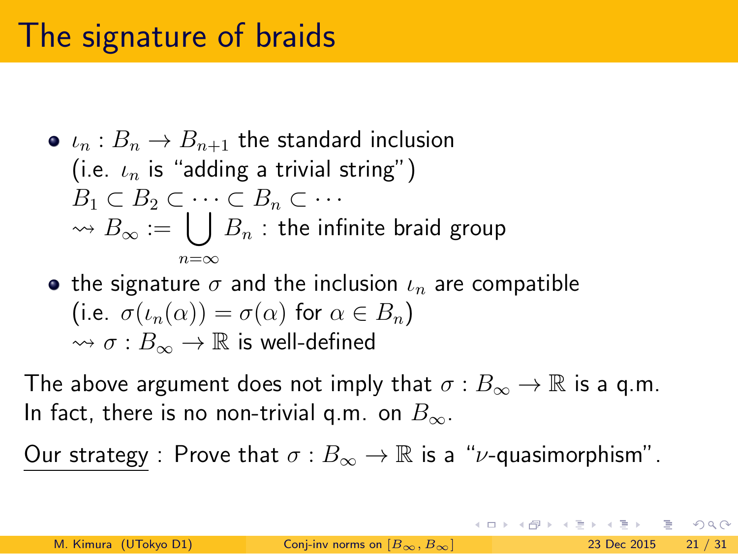# The signature of braids

- $\iota_n : B_n \to B_{n+1}$ the standard inclusion
  (i.e. $\iota_n$ is "adding a trivial string")
  $B_1 \subset B_2 \subset \cdots \subset B_n \subset \cdots$
  $\rightsquigarrow B_\infty := \bigcup_{n=\infty} B_n$ : the infinite braid group
- the signature $\sigma$ and the inclusion $\iota_n$ are compatible
  (i.e. $\sigma(\iota_n(\alpha)) = \sigma(\alpha)$ for $\alpha \in B_n$)
  $\rightsquigarrow \sigma : B_\infty \to \mathbb{R}$ is well-defined

The above argument does not imply that $\sigma : B_\infty \to \mathbb{R}$ is a q.m.
In fact, there is no non-trivial q.m. on $B_\infty$.

Our strategy : Prove that $\sigma : B_\infty \to \mathbb{R}$ is a "$\nu$-quasimorphism".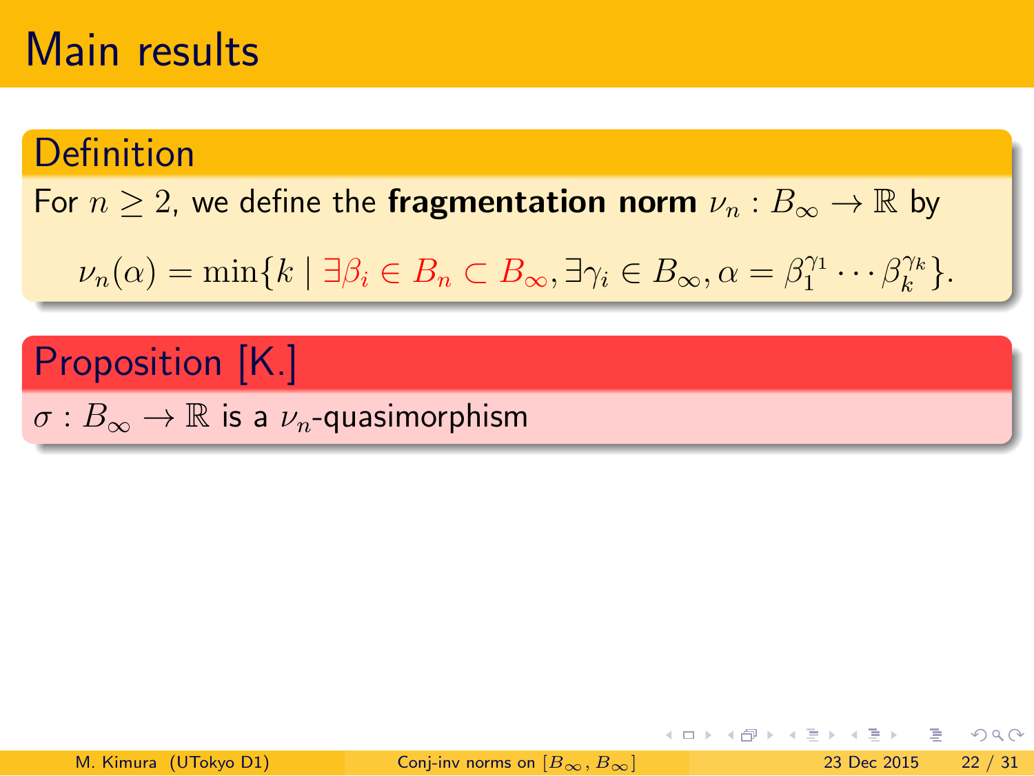# Main results

## Definition

For $n \geq 2$, we define the **fragmentation norm** $\nu_n : B_\infty \to \mathbb{R}$ by

$$\nu_n(\alpha) = \min\{k \mid \exists \beta_i \in B_n \subset B_\infty, \exists \gamma_i \in B_\infty, \alpha = \beta_1^{\gamma_1} \cdots \beta_k^{\gamma_k}\}.$$

## Proposition [K.]

$\sigma : B_\infty \to \mathbb{R}$ is a $\nu_n$-quasimorphism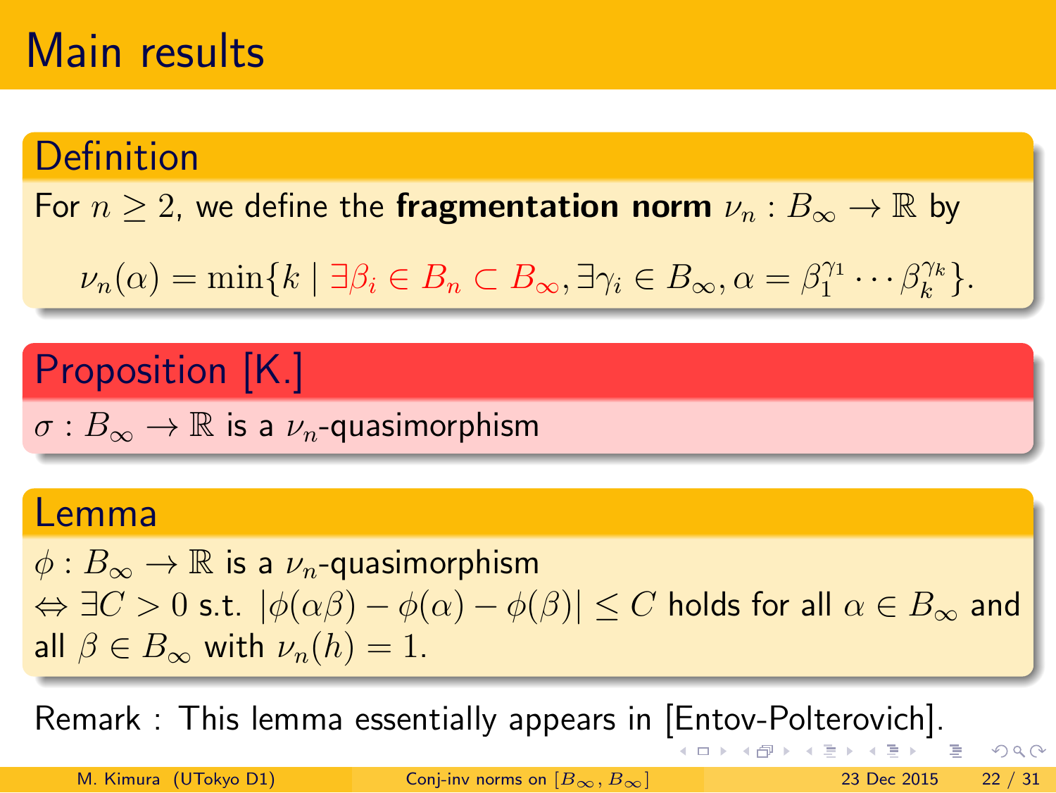# Main results

**Definition**

For $n \geq 2$, we define the **fragmentation norm** $\nu_n : B_\infty \to \mathbb{R}$ by

$$\nu_n(\alpha) = \min\{k \mid \exists \beta_i \in B_n \subset B_\infty, \exists \gamma_i \in B_\infty, \alpha = \beta_1^{\gamma_1} \cdots \beta_k^{\gamma_k}\}.$$

**Proposition [K.]**

$\sigma : B_\infty \to \mathbb{R}$ is a $\nu_n$-quasimorphism

**Lemma**

$\phi : B_\infty \to \mathbb{R}$ is a $\nu_n$-quasimorphism
$\Leftrightarrow \exists C > 0$ s.t. $|\phi(\alpha\beta) - \phi(\alpha) - \phi(\beta)| \leq C$ holds for all $\alpha \in B_\infty$ and all $\beta \in B_\infty$ with $\nu_n(h) = 1$.

Remark : This lemma essentially appears in [Entov-Polterovich].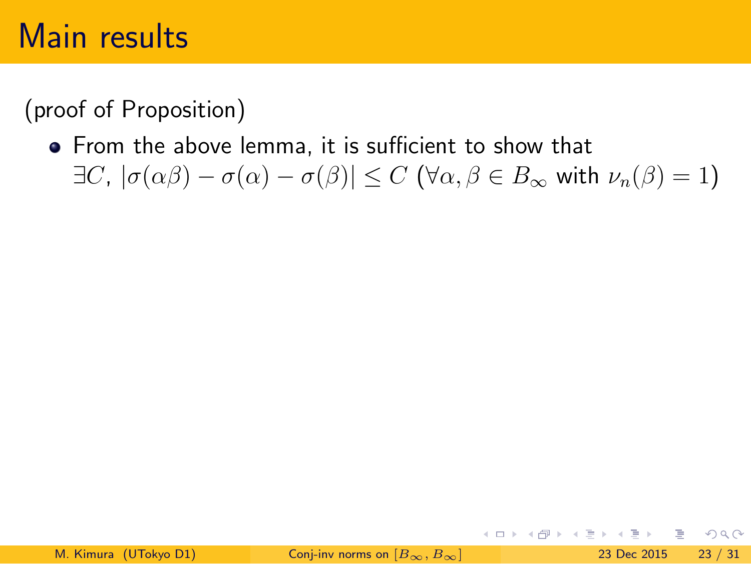# Main results

(proof of Proposition)

- From the above lemma, it is sufficient to show that $\exists C$, $|\sigma(\alpha\beta) - \sigma(\alpha) - \sigma(\beta)| \leq C$ ($\forall \alpha, \beta \in B_\infty$ with $\nu_n(\beta) = 1$)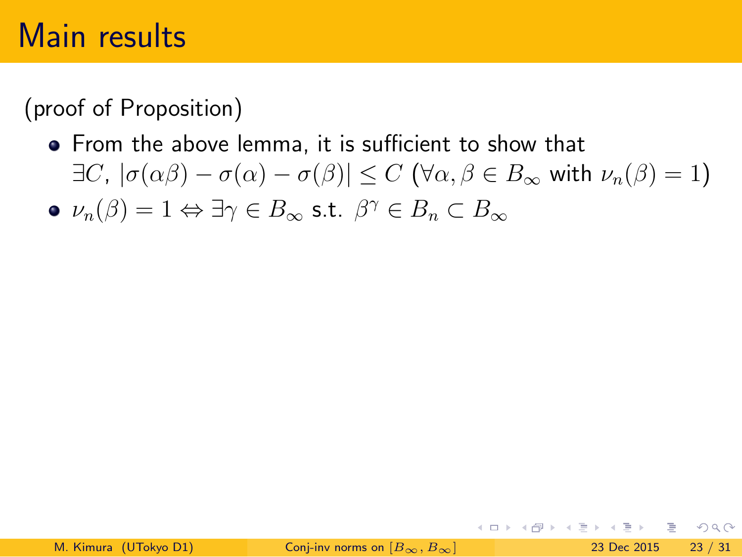# Main results

(proof of Proposition)

- From the above lemma, it is sufficient to show that $\exists C$, $|\sigma(\alpha\beta) - \sigma(\alpha) - \sigma(\beta)| \leq C$ ($\forall \alpha, \beta \in B_\infty$ with $\nu_n(\beta) = 1$)
- $\nu_n(\beta) = 1 \Leftrightarrow \exists \gamma \in B_\infty$ s.t. $\beta^\gamma \in B_n \subset B_\infty$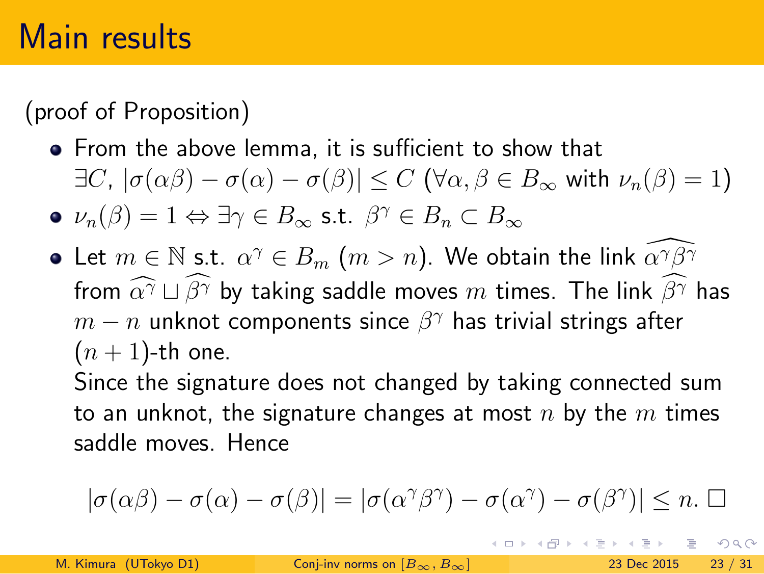# Main results

(proof of Proposition)

- From the above lemma, it is sufficient to show that $\exists C$, $|\sigma(\alpha\beta) - \sigma(\alpha) - \sigma(\beta)| \leq C$ ($\forall \alpha, \beta \in B_\infty$ with $\nu_n(\beta) = 1$)
- $\nu_n(\beta) = 1 \Leftrightarrow \exists \gamma \in B_\infty$ s.t. $\beta^\gamma \in B_n \subset B_\infty$
- Let $m \in \mathbb{N}$ s.t. $\alpha^\gamma \in B_m$ $(m > n)$. We obtain the link $\widehat{\alpha^\gamma \beta^\gamma}$ from $\widehat{\alpha^\gamma} \sqcup \widehat{\beta^\gamma}$ by taking saddle moves $m$ times. The link $\widehat{\beta^\gamma}$ has $m - n$ unknot components since $\beta^\gamma$ has trivial strings after $(n+1)$-th one.

  Since the signature does not changed by taking connected sum to an unknot, the signature changes at most $n$ by the $m$ times saddle moves. Hence

$$|\sigma(\alpha\beta) - \sigma(\alpha) - \sigma(\beta)| = |\sigma(\alpha^\gamma \beta^\gamma) - \sigma(\alpha^\gamma) - \sigma(\beta^\gamma)| \leq n. \square$$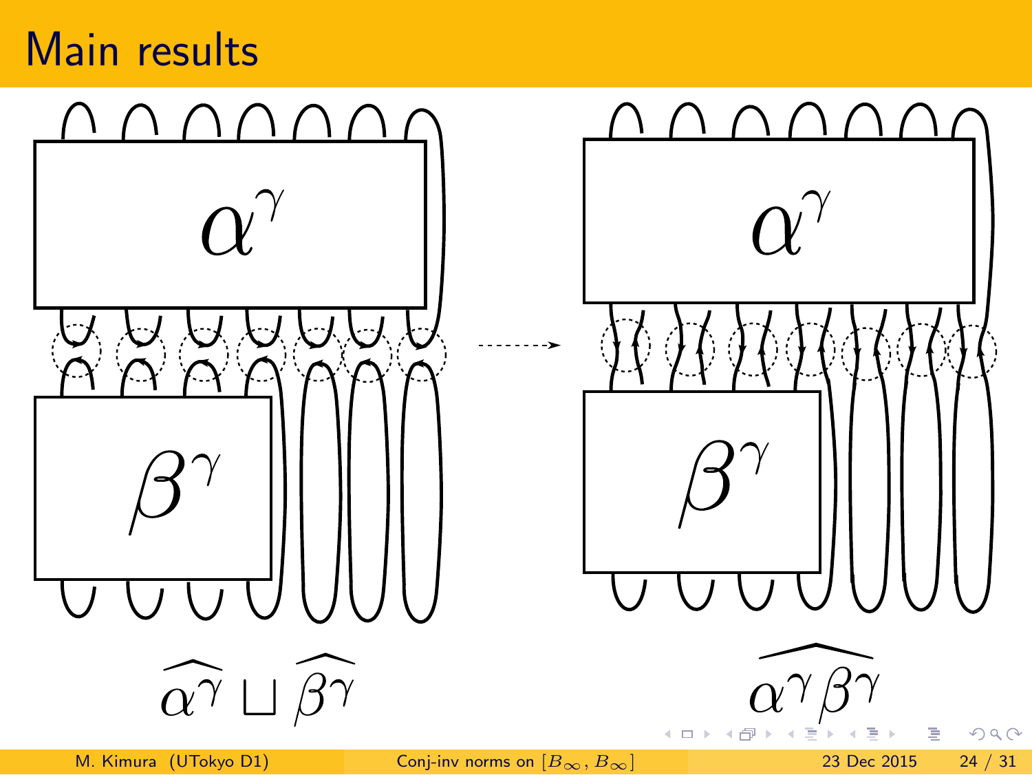# Main results

$\widehat{\alpha^\gamma} \sqcup \widehat{\beta^\gamma}$

$\widehat{\alpha^\gamma \beta^\gamma}$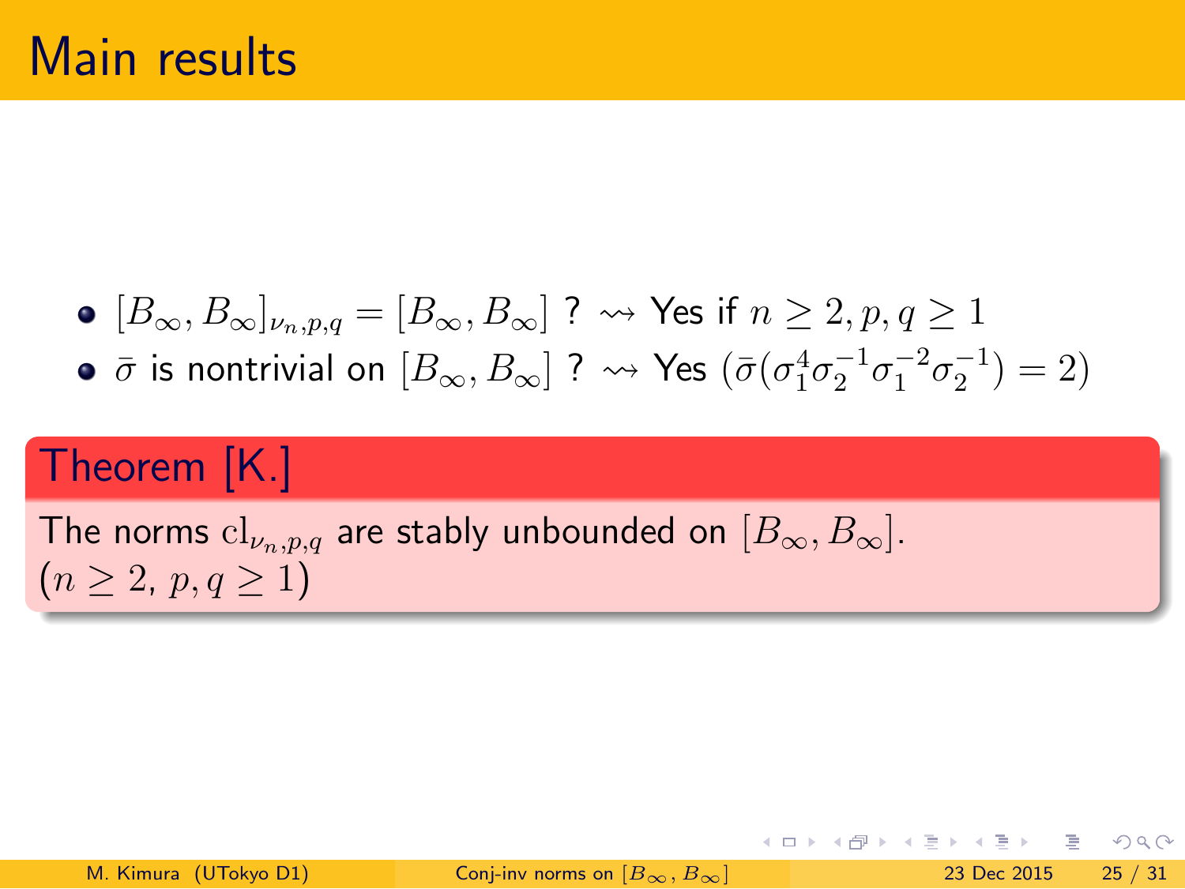# Main results

- $[B_\infty, B_\infty]_{\nu_n,p,q} = [B_\infty, B_\infty]$ ? $\rightsquigarrow$ Yes if $n \geq 2, p, q \geq 1$
- $\bar{\sigma}$ is nontrivial on $[B_\infty, B_\infty]$ ? $\rightsquigarrow$ Yes ($\bar{\sigma}(\sigma_1^4 \sigma_2^{-1} \sigma_1^{-2} \sigma_2^{-1}) = 2$)

**Theorem [K.]**

The norms $\mathrm{cl}_{\nu_n,p,q}$ are stably unbounded on $[B_\infty, B_\infty]$.
($n \geq 2$, $p, q \geq 1$)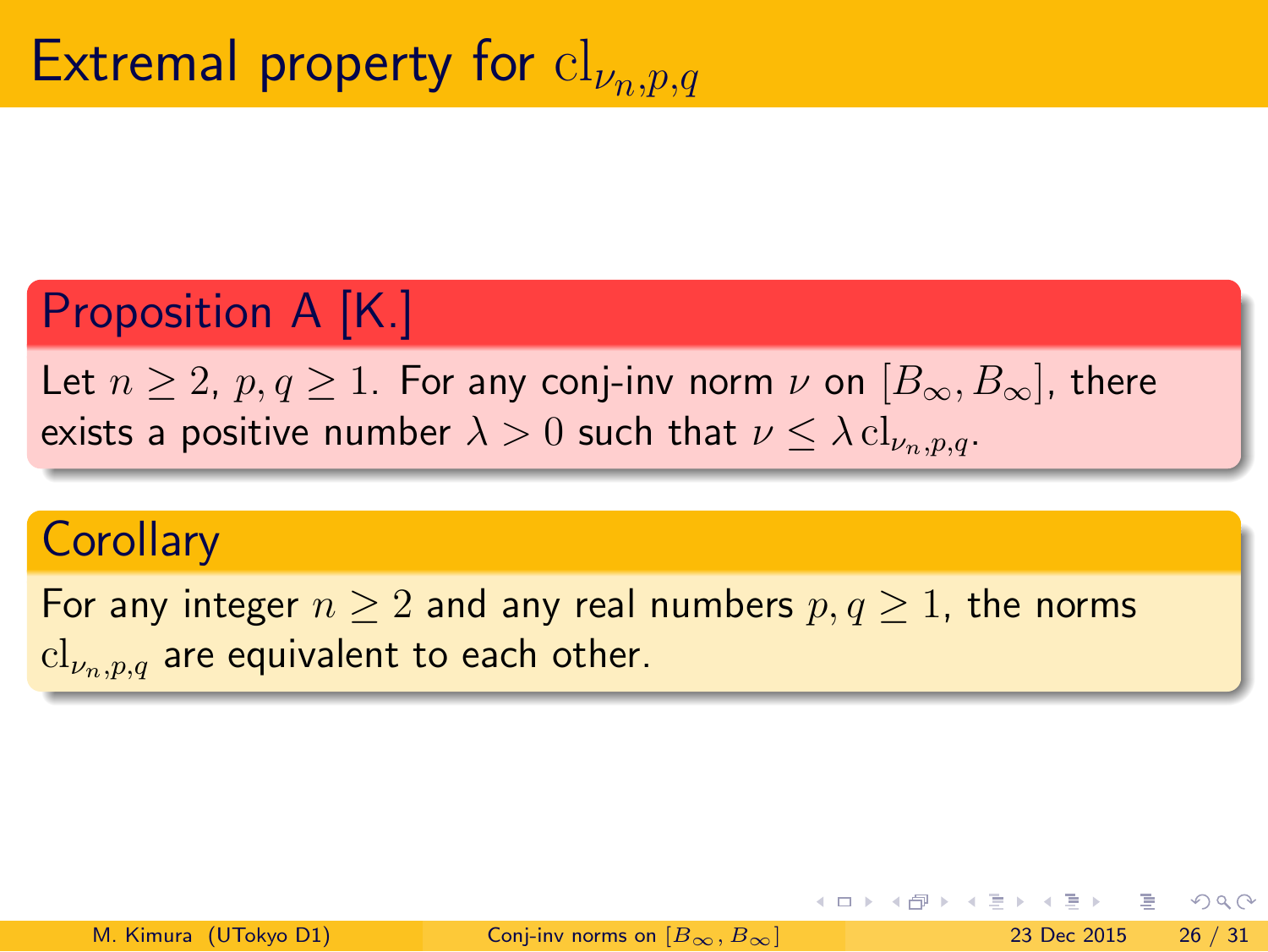# Extremal property for $\mathrm{cl}_{\nu_n,p,q}$

**Proposition A [K.]**

Let $n \geq 2$, $p, q \geq 1$. For any conj-inv norm $\nu$ on $[B_\infty, B_\infty]$, there exists a positive number $\lambda > 0$ such that $\nu \leq \lambda \, \mathrm{cl}_{\nu_n,p,q}$.

**Corollary**

For any integer $n \geq 2$ and any real numbers $p, q \geq 1$, the norms $\mathrm{cl}_{\nu_n,p,q}$ are equivalent to each other.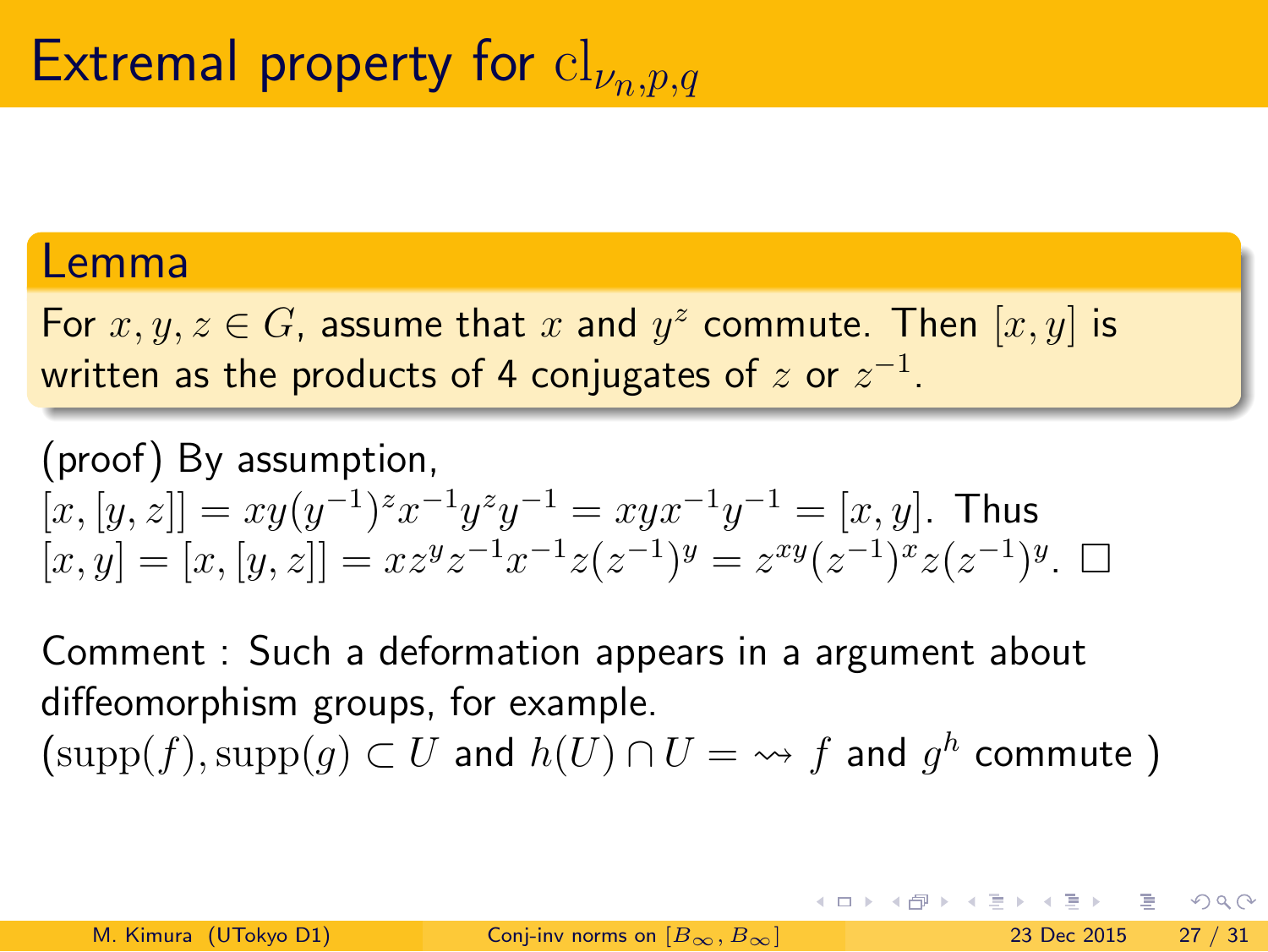# Extremal property for $\mathrm{cl}_{\nu_n,p,q}$

**Lemma**

For $x, y, z \in G$, assume that $x$ and $y^z$ commute. Then $[x, y]$ is written as the products of 4 conjugates of $z$ or $z^{-1}$.

(proof) By assumption,
$[x, [y, z]] = xy(y^{-1})^z x^{-1} y^z y^{-1} = xyx^{-1}y^{-1} = [x, y]$. Thus
$[x, y] = [x, [y, z]] = xz^y z^{-1} x^{-1} z (z^{-1})^y = z^{xy}(z^{-1})^x z (z^{-1})^y$. □

Comment : Such a deformation appears in a argument about diffeomorphism groups, for example.
$(\mathrm{supp}(f), \mathrm{supp}(g) \subset U$ and $h(U) \cap U = \rightsquigarrow f$ and $g^h$ commute )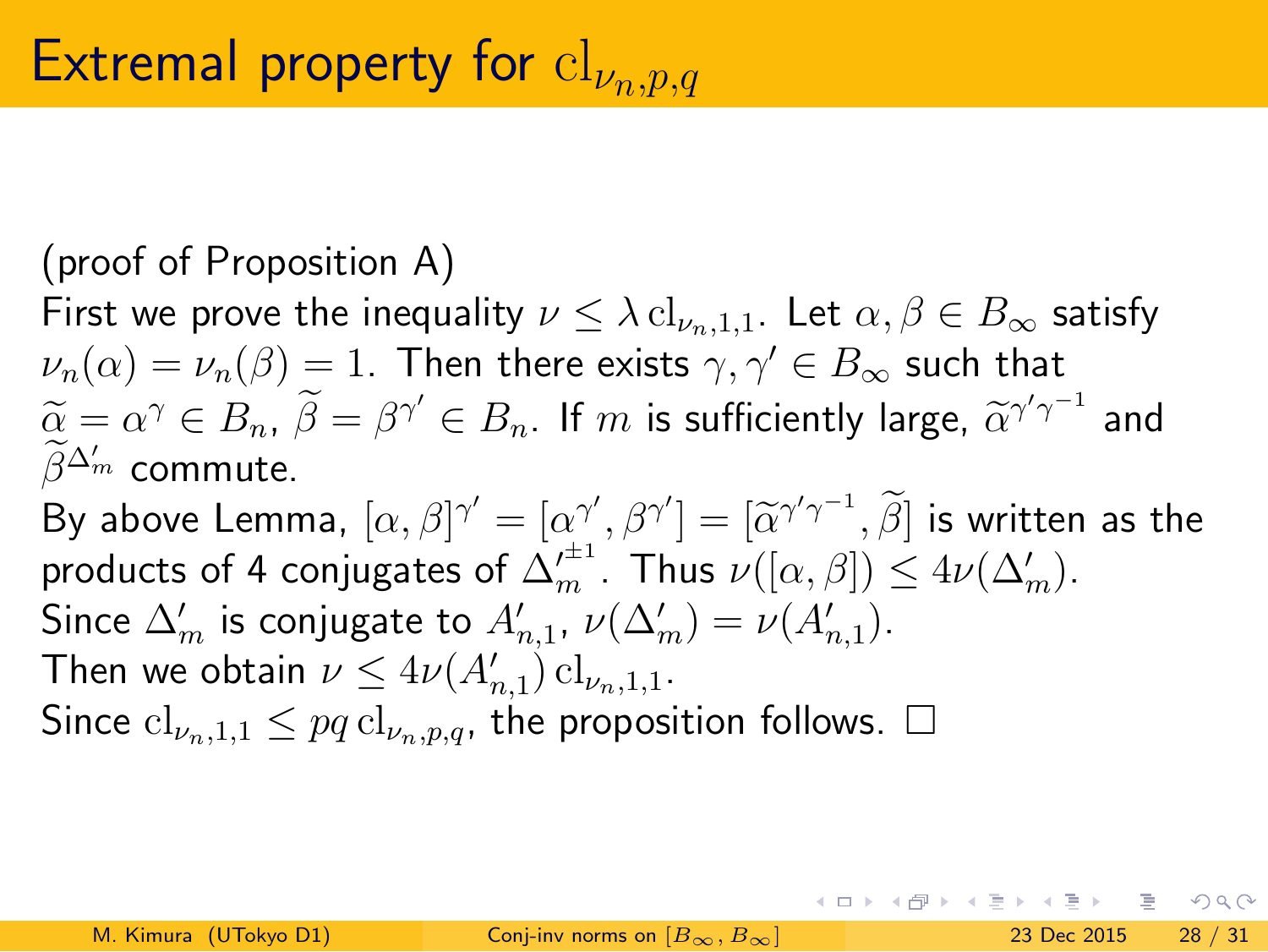# Extremal property for $\mathrm{cl}_{\nu_n,p,q}$

(proof of Proposition A)

First we prove the inequality $\nu \leq \lambda\,\mathrm{cl}_{\nu_n,1,1}$. Let $\alpha, \beta \in B_\infty$ satisfy $\nu_n(\alpha) = \nu_n(\beta) = 1$. Then there exists $\gamma, \gamma' \in B_\infty$ such that $\widetilde{\alpha} = \alpha^\gamma \in B_n$, $\widetilde{\beta} = \beta^{\gamma'} \in B_n$. If $m$ is sufficiently large, $\widetilde{\alpha}^{\gamma'\gamma^{-1}}$ and $\widetilde{\beta}^{\Delta'_m}$ commute.

By above Lemma, $[\alpha, \beta]^{\gamma'} = [\alpha^{\gamma'}, \beta^{\gamma'}] = [\widetilde{\alpha}^{\gamma'\gamma^{-1}}, \widetilde{\beta}]$ is written as the products of 4 conjugates of $\Delta'^{\pm 1}_m$. Thus $\nu([\alpha, \beta]) \leq 4\nu(\Delta'_m)$.

Since $\Delta'_m$ is conjugate to $A'_{n,1}$, $\nu(\Delta'_m) = \nu(A'_{n,1})$.

Then we obtain $\nu \leq 4\nu(A'_{n,1})\,\mathrm{cl}_{\nu_n,1,1}$.

Since $\mathrm{cl}_{\nu_n,1,1} \leq pq\,\mathrm{cl}_{\nu_n,p,q}$, the proposition follows. □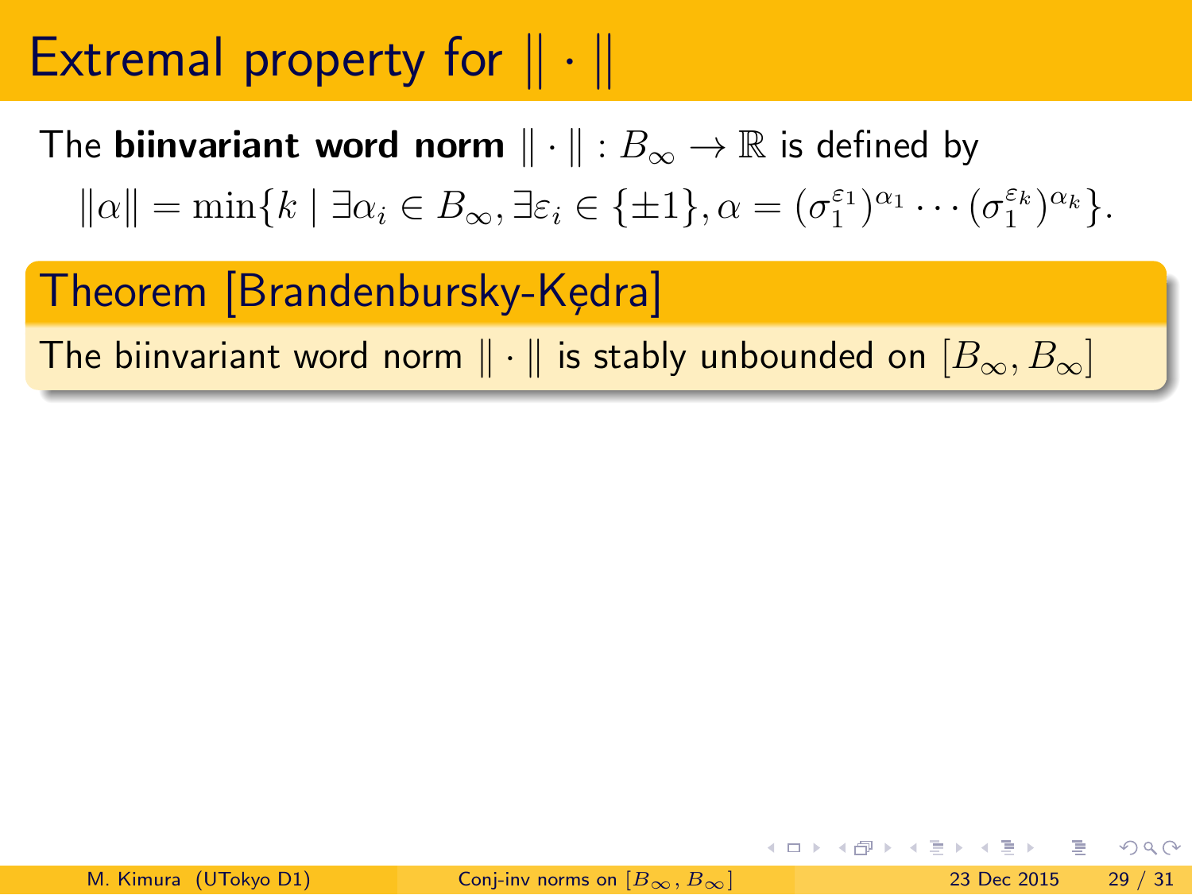# Extremal property for $\| \cdot \|$

The **biinvariant word norm** $\| \cdot \| : B_\infty \to \mathbb{R}$ is defined by

$$\|\alpha\| = \min\{k \mid \exists \alpha_i \in B_\infty, \exists \varepsilon_i \in \{\pm 1\}, \alpha = (\sigma_1^{\varepsilon_1})^{\alpha_1} \cdots (\sigma_1^{\varepsilon_k})^{\alpha_k}\}.$$

## Theorem [Brandenbursky-Kędra]

The biinvariant word norm $\| \cdot \|$ is stably unbounded on $[B_\infty, B_\infty]$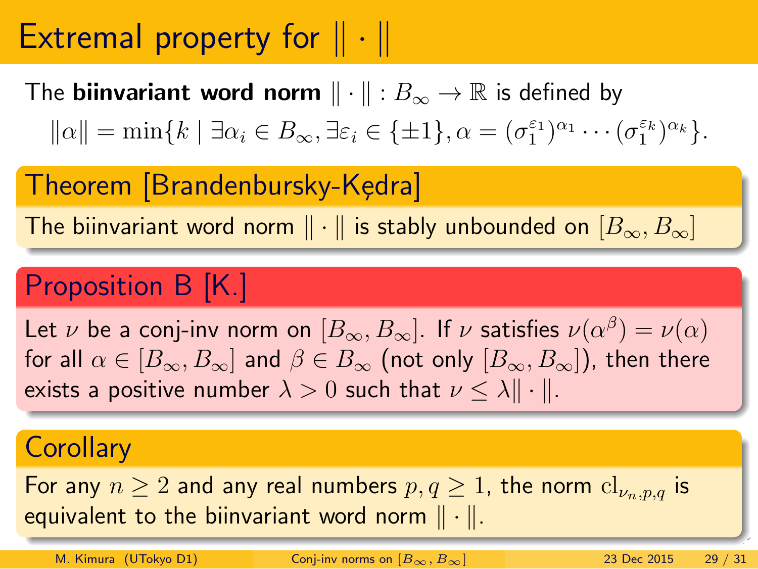# Extremal property for $\|\cdot\|$

The **biinvariant word norm** $\|\cdot\| : B_\infty \to \mathbb{R}$ is defined by

$$\|\alpha\| = \min\{k \mid \exists \alpha_i \in B_\infty, \exists \varepsilon_i \in \{\pm 1\}, \alpha = (\sigma_1^{\varepsilon_1})^{\alpha_1} \cdots (\sigma_1^{\varepsilon_k})^{\alpha_k}\}.$$

### Theorem [Brandenbursky-Kędra]

The biinvariant word norm $\|\cdot\|$ is stably unbounded on $[B_\infty, B_\infty]$

### Proposition B [K.]

Let $\nu$ be a conj-inv norm on $[B_\infty, B_\infty]$. If $\nu$ satisfies $\nu(\alpha^\beta) = \nu(\alpha)$ for all $\alpha \in [B_\infty, B_\infty]$ and $\beta \in B_\infty$ (not only $[B_\infty, B_\infty]$), then there exists a positive number $\lambda > 0$ such that $\nu \leq \lambda \|\cdot\|$.

### Corollary

For any $n \geq 2$ and any real numbers $p, q \geq 1$, the norm $\mathrm{cl}_{\nu_n,p,q}$ is equivalent to the biinvariant word norm $\|\cdot\|$.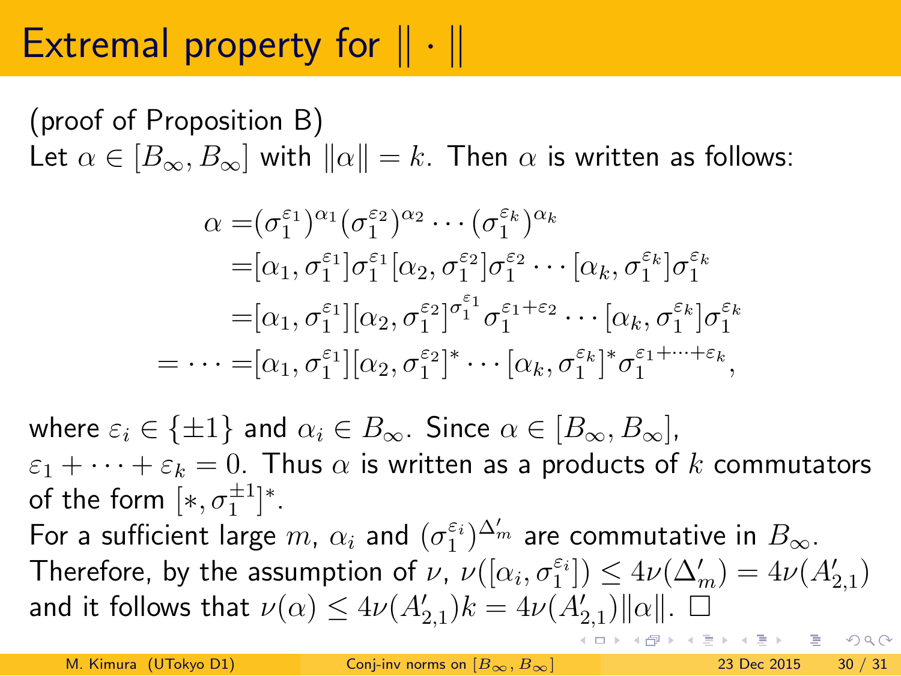# Extremal property for $\| \cdot \|$

(proof of Proposition B)

Let $\alpha \in [B_\infty, B_\infty]$ with $\|\alpha\| = k$. Then $\alpha$ is written as follows:

$$
\begin{aligned}
\alpha =& (\sigma_1^{\varepsilon_1})^{\alpha_1} (\sigma_1^{\varepsilon_2})^{\alpha_2} \cdots (\sigma_1^{\varepsilon_k})^{\alpha_k} \\
=& [\alpha_1, \sigma_1^{\varepsilon_1}] \sigma_1^{\varepsilon_1} [\alpha_2, \sigma_1^{\varepsilon_2}] \sigma_1^{\varepsilon_2} \cdots [\alpha_k, \sigma_1^{\varepsilon_k}] \sigma_1^{\varepsilon_k} \\
=& [\alpha_1, \sigma_1^{\varepsilon_1}] [\alpha_2, \sigma_1^{\varepsilon_2}]^{\sigma_1^{\varepsilon_1}} \sigma_1^{\varepsilon_1 + \varepsilon_2} \cdots [\alpha_k, \sigma_1^{\varepsilon_k}] \sigma_1^{\varepsilon_k} \\
= \cdots =& [\alpha_1, \sigma_1^{\varepsilon_1}] [\alpha_2, \sigma_1^{\varepsilon_2}]^* \cdots [\alpha_k, \sigma_1^{\varepsilon_k}]^* \sigma_1^{\varepsilon_1 + \cdots + \varepsilon_k},
\end{aligned}
$$

where $\varepsilon_i \in \{\pm 1\}$ and $\alpha_i \in B_\infty$. Since $\alpha \in [B_\infty, B_\infty]$, $\varepsilon_1 + \cdots + \varepsilon_k = 0$. Thus $\alpha$ is written as a products of $k$ commutators of the form $[*, \sigma_1^{\pm 1}]^*$.

For a sufficient large $m$, $\alpha_i$ and $(\sigma_1^{\varepsilon_i})^{\Delta'_m}$ are commutative in $B_\infty$. Therefore, by the assumption of $\nu$, $\nu([\alpha_i, \sigma_1^{\varepsilon_i}]) \leq 4\nu(\Delta'_m) = 4\nu(A'_{2,1})$ and it follows that $\nu(\alpha) \leq 4\nu(A'_{2,1})k = 4\nu(A'_{2,1})\|\alpha\|$. $\square$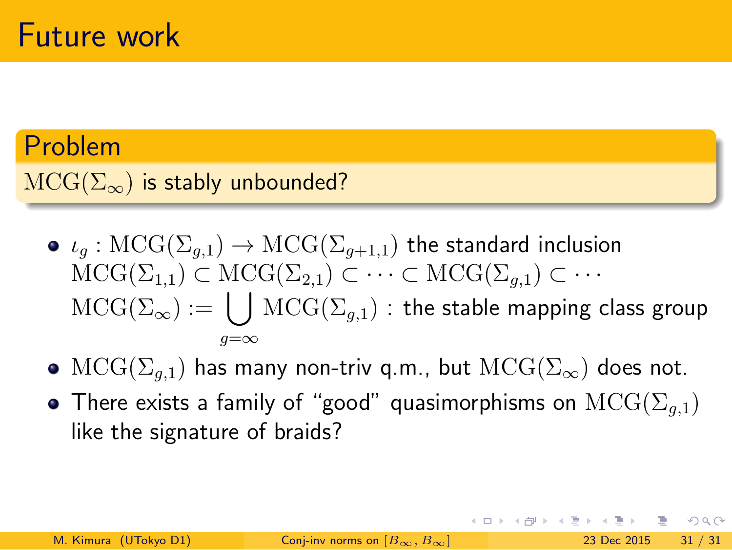# Future work

## Problem

$\mathrm{MCG}(\Sigma_\infty)$ is stably unbounded?

- $\iota_g : \mathrm{MCG}(\Sigma_{g,1}) \to \mathrm{MCG}(\Sigma_{g+1,1})$ the standard inclusion
  $\mathrm{MCG}(\Sigma_{1,1}) \subset \mathrm{MCG}(\Sigma_{2,1}) \subset \cdots \subset \mathrm{MCG}(\Sigma_{g,1}) \subset \cdots$
  $\mathrm{MCG}(\Sigma_\infty) := \bigcup_{g=\infty} \mathrm{MCG}(\Sigma_{g,1})$ : the stable mapping class group
- $\mathrm{MCG}(\Sigma_{g,1})$ has many non-triv q.m., but $\mathrm{MCG}(\Sigma_\infty)$ does not.
- There exists a family of "good" quasimorphisms on $\mathrm{MCG}(\Sigma_{g,1})$ like the signature of braids?